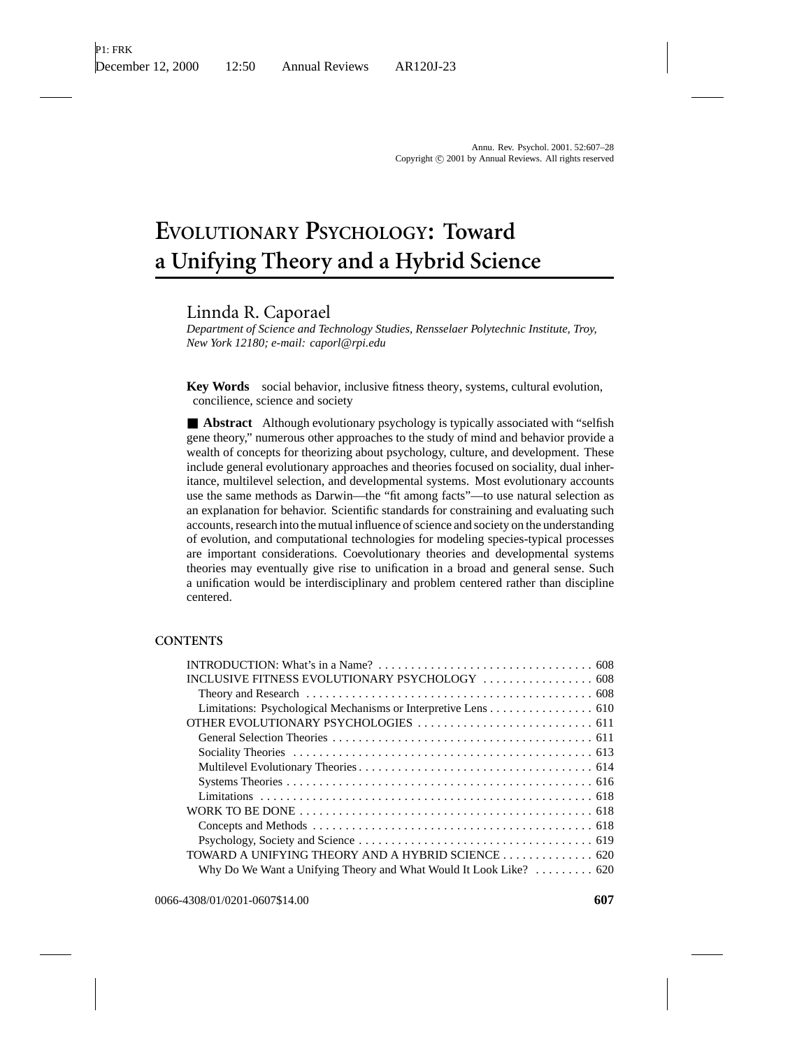# EVOLUTIONARY PSYCHOLOGY: Toward a Unifying Theory and a Hybrid Science

Linnda R. Caporael

*Department of Science and Technology Studies, Rensselaer Polytechnic Institute, Troy, New York 12180; e-mail: caporl@rpi.edu*

**Key Words** social behavior, inclusive fitness theory, systems, cultural evolution, concilience, science and society

■ **Abstract** Although evolutionary psychology is typically associated with "selfish gene theory," numerous other approaches to the study of mind and behavior provide a wealth of concepts for theorizing about psychology, culture, and development. These include general evolutionary approaches and theories focused on sociality, dual inheritance, multilevel selection, and developmental systems. Most evolutionary accounts use the same methods as Darwin—the "fit among facts"—to use natural selection as an explanation for behavior. Scientific standards for constraining and evaluating such accounts, research into the mutual influence of science and society on the understanding of evolution, and computational technologies for modeling species-typical processes are important considerations. Coevolutionary theories and developmental systems theories may eventually give rise to unification in a broad and general sense. Such a unification would be interdisciplinary and problem centered rather than discipline centered.

## CONTENTS

- INTRODUCTION: What's in a Name? ... 608
- INCLUSIVE FITNESS EVOLUTIONARY PSYCHOLOGY ... 608
  - Theory and Research ... 608
  - Limitations: Psychological Mechanisms or Interpretive Lens ... 610
- OTHER EVOLUTIONARY PSYCHOLOGIES ... 611
  - General Selection Theories ... 611
  - Sociality Theories ... 613
  - Multilevel Evolutionary Theories ... 614
  - Systems Theories ... 616
  - Limitations ... 618
- WORK TO BE DONE ... 618
  - Concepts and Methods ... 618
  - Psychology, Society and Science ... 619
- TOWARD A UNIFYING THEORY AND A HYBRID SCIENCE ... 620
  - Why Do We Want a Unifying Theory and What Would It Look Like? ... 620

0066-4308/01/0201-0607$14.00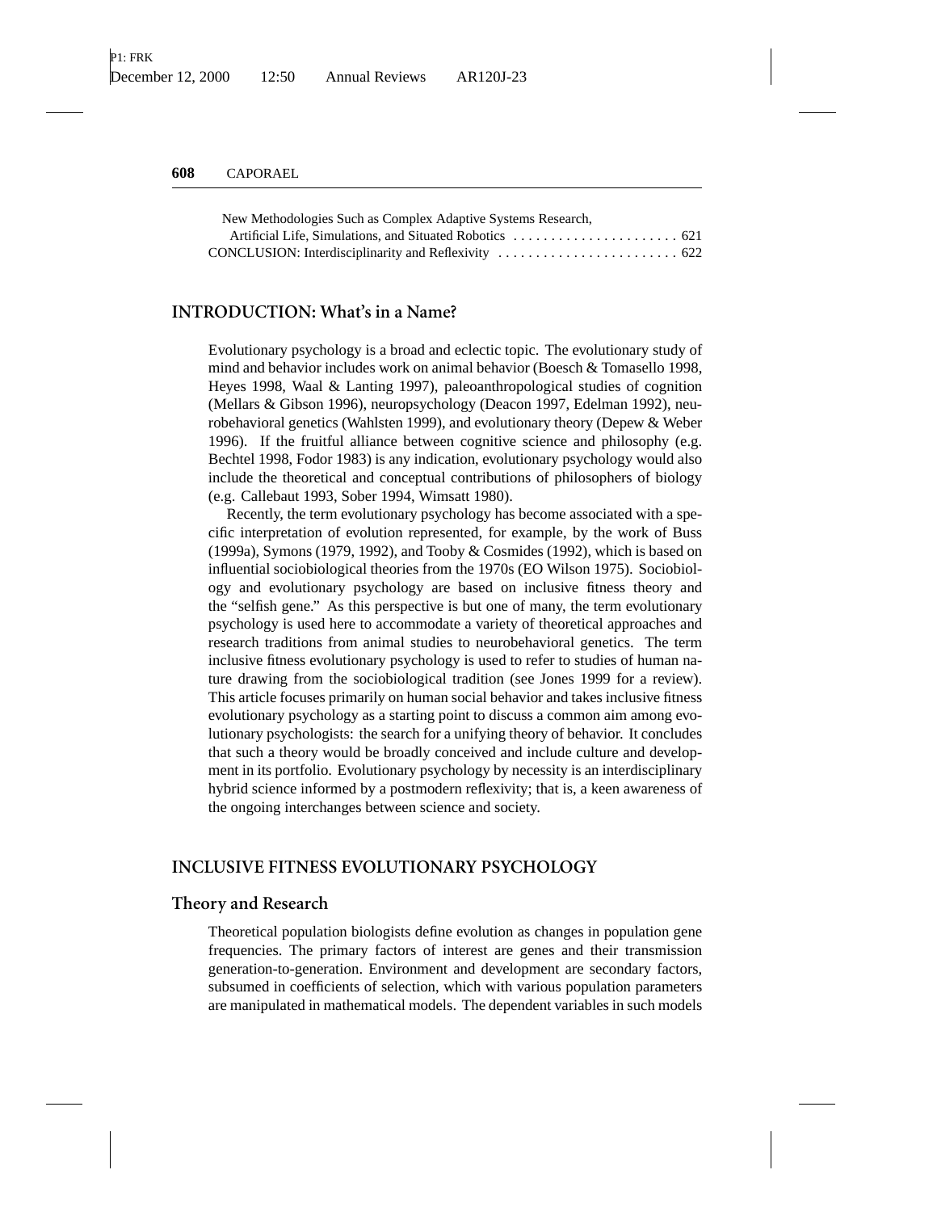New Methodologies Such as Complex Adaptive Systems Research, Artificial Life, Simulations, and Situated Robotics . . . . . . . . . . . . . . . . . . . . . . 621

CONCLUSION: Interdisciplinarity and Reflexivity . . . . . . . . . . . . . . . . . . . . . . . . 622

## INTRODUCTION: What's in a Name?

Evolutionary psychology is a broad and eclectic topic. The evolutionary study of mind and behavior includes work on animal behavior (Boesch & Tomasello 1998, Heyes 1998, Waal & Lanting 1997), paleoanthropological studies of cognition (Mellars & Gibson 1996), neuropsychology (Deacon 1997, Edelman 1992), neurobehavioral genetics (Wahlsten 1999), and evolutionary theory (Depew & Weber 1996). If the fruitful alliance between cognitive science and philosophy (e.g. Bechtel 1998, Fodor 1983) is any indication, evolutionary psychology would also include the theoretical and conceptual contributions of philosophers of biology (e.g. Callebaut 1993, Sober 1994, Wimsatt 1980).

Recently, the term evolutionary psychology has become associated with a specific interpretation of evolution represented, for example, by the work of Buss (1999a), Symons (1979, 1992), and Tooby & Cosmides (1992), which is based on influential sociobiological theories from the 1970s (EO Wilson 1975). Sociobiology and evolutionary psychology are based on inclusive fitness theory and the "selfish gene." As this perspective is but one of many, the term evolutionary psychology is used here to accommodate a variety of theoretical approaches and research traditions from animal studies to neurobehavioral genetics. The term inclusive fitness evolutionary psychology is used to refer to studies of human nature drawing from the sociobiological tradition (see Jones 1999 for a review). This article focuses primarily on human social behavior and takes inclusive fitness evolutionary psychology as a starting point to discuss a common aim among evolutionary psychologists: the search for a unifying theory of behavior. It concludes that such a theory would be broadly conceived and include culture and development in its portfolio. Evolutionary psychology by necessity is an interdisciplinary hybrid science informed by a postmodern reflexivity; that is, a keen awareness of the ongoing interchanges between science and society.

## INCLUSIVE FITNESS EVOLUTIONARY PSYCHOLOGY

### Theory and Research

Theoretical population biologists define evolution as changes in population gene frequencies. The primary factors of interest are genes and their transmission generation-to-generation. Environment and development are secondary factors, subsumed in coefficients of selection, which with various population parameters are manipulated in mathematical models. The dependent variables in such models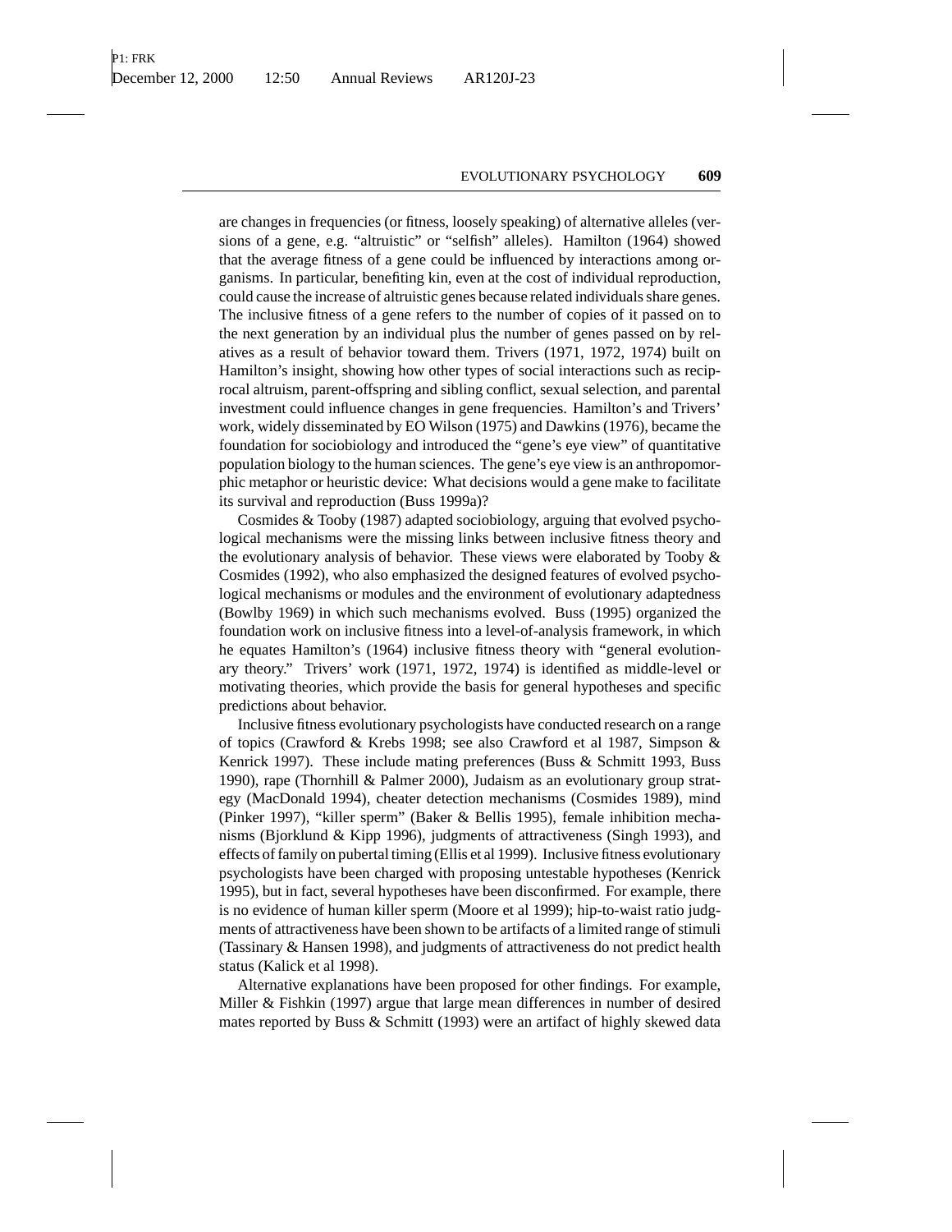are changes in frequencies (or fitness, loosely speaking) of alternative alleles (versions of a gene, e.g. "altruistic" or "selfish" alleles). Hamilton (1964) showed that the average fitness of a gene could be influenced by interactions among organisms. In particular, benefiting kin, even at the cost of individual reproduction, could cause the increase of altruistic genes because related individuals share genes. The inclusive fitness of a gene refers to the number of copies of it passed on to the next generation by an individual plus the number of genes passed on by relatives as a result of behavior toward them. Trivers (1971, 1972, 1974) built on Hamilton's insight, showing how other types of social interactions such as reciprocal altruism, parent-offspring and sibling conflict, sexual selection, and parental investment could influence changes in gene frequencies. Hamilton's and Trivers' work, widely disseminated by EO Wilson (1975) and Dawkins (1976), became the foundation for sociobiology and introduced the "gene's eye view" of quantitative population biology to the human sciences. The gene's eye view is an anthropomorphic metaphor or heuristic device: What decisions would a gene make to facilitate its survival and reproduction (Buss 1999a)?

Cosmides & Tooby (1987) adapted sociobiology, arguing that evolved psychological mechanisms were the missing links between inclusive fitness theory and the evolutionary analysis of behavior. These views were elaborated by Tooby & Cosmides (1992), who also emphasized the designed features of evolved psychological mechanisms or modules and the environment of evolutionary adaptedness (Bowlby 1969) in which such mechanisms evolved. Buss (1995) organized the foundation work on inclusive fitness into a level-of-analysis framework, in which he equates Hamilton's (1964) inclusive fitness theory with "general evolutionary theory." Trivers' work (1971, 1972, 1974) is identified as middle-level or motivating theories, which provide the basis for general hypotheses and specific predictions about behavior.

Inclusive fitness evolutionary psychologists have conducted research on a range of topics (Crawford & Krebs 1998; see also Crawford et al 1987, Simpson & Kenrick 1997). These include mating preferences (Buss & Schmitt 1993, Buss 1990), rape (Thornhill & Palmer 2000), Judaism as an evolutionary group strategy (MacDonald 1994), cheater detection mechanisms (Cosmides 1989), mind (Pinker 1997), "killer sperm" (Baker & Bellis 1995), female inhibition mechanisms (Bjorklund & Kipp 1996), judgments of attractiveness (Singh 1993), and effects of family on pubertal timing (Ellis et al 1999). Inclusive fitness evolutionary psychologists have been charged with proposing untestable hypotheses (Kenrick 1995), but in fact, several hypotheses have been disconfirmed. For example, there is no evidence of human killer sperm (Moore et al 1999); hip-to-waist ratio judgments of attractiveness have been shown to be artifacts of a limited range of stimuli (Tassinary & Hansen 1998), and judgments of attractiveness do not predict health status (Kalick et al 1998).

Alternative explanations have been proposed for other findings. For example, Miller & Fishkin (1997) argue that large mean differences in number of desired mates reported by Buss & Schmitt (1993) were an artifact of highly skewed data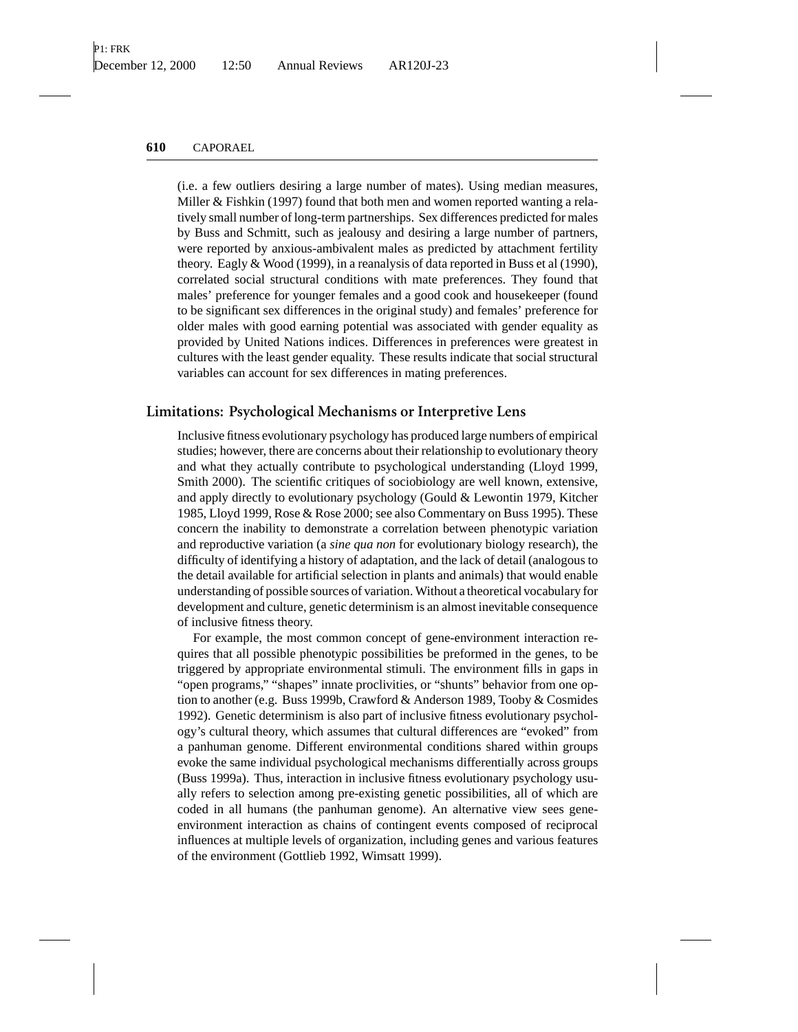(i.e. a few outliers desiring a large number of mates). Using median measures, Miller & Fishkin (1997) found that both men and women reported wanting a relatively small number of long-term partnerships. Sex differences predicted for males by Buss and Schmitt, such as jealousy and desiring a large number of partners, were reported by anxious-ambivalent males as predicted by attachment fertility theory. Eagly & Wood (1999), in a reanalysis of data reported in Buss et al (1990), correlated social structural conditions with mate preferences. They found that males' preference for younger females and a good cook and housekeeper (found to be significant sex differences in the original study) and females' preference for older males with good earning potential was associated with gender equality as provided by United Nations indices. Differences in preferences were greatest in cultures with the least gender equality. These results indicate that social structural variables can account for sex differences in mating preferences.

## Limitations: Psychological Mechanisms or Interpretive Lens

Inclusive fitness evolutionary psychology has produced large numbers of empirical studies; however, there are concerns about their relationship to evolutionary theory and what they actually contribute to psychological understanding (Lloyd 1999, Smith 2000). The scientific critiques of sociobiology are well known, extensive, and apply directly to evolutionary psychology (Gould & Lewontin 1979, Kitcher 1985, Lloyd 1999, Rose & Rose 2000; see also Commentary on Buss 1995). These concern the inability to demonstrate a correlation between phenotypic variation and reproductive variation (a *sine qua non* for evolutionary biology research), the difficulty of identifying a history of adaptation, and the lack of detail (analogous to the detail available for artificial selection in plants and animals) that would enable understanding of possible sources of variation. Without a theoretical vocabulary for development and culture, genetic determinism is an almost inevitable consequence of inclusive fitness theory.

For example, the most common concept of gene-environment interaction requires that all possible phenotypic possibilities be preformed in the genes, to be triggered by appropriate environmental stimuli. The environment fills in gaps in "open programs," "shapes" innate proclivities, or "shunts" behavior from one option to another (e.g. Buss 1999b, Crawford & Anderson 1989, Tooby & Cosmides 1992). Genetic determinism is also part of inclusive fitness evolutionary psychology's cultural theory, which assumes that cultural differences are "evoked" from a panhuman genome. Different environmental conditions shared within groups evoke the same individual psychological mechanisms differentially across groups (Buss 1999a). Thus, interaction in inclusive fitness evolutionary psychology usually refers to selection among pre-existing genetic possibilities, all of which are coded in all humans (the panhuman genome). An alternative view sees gene-environment interaction as chains of contingent events composed of reciprocal influences at multiple levels of organization, including genes and various features of the environment (Gottlieb 1992, Wimsatt 1999).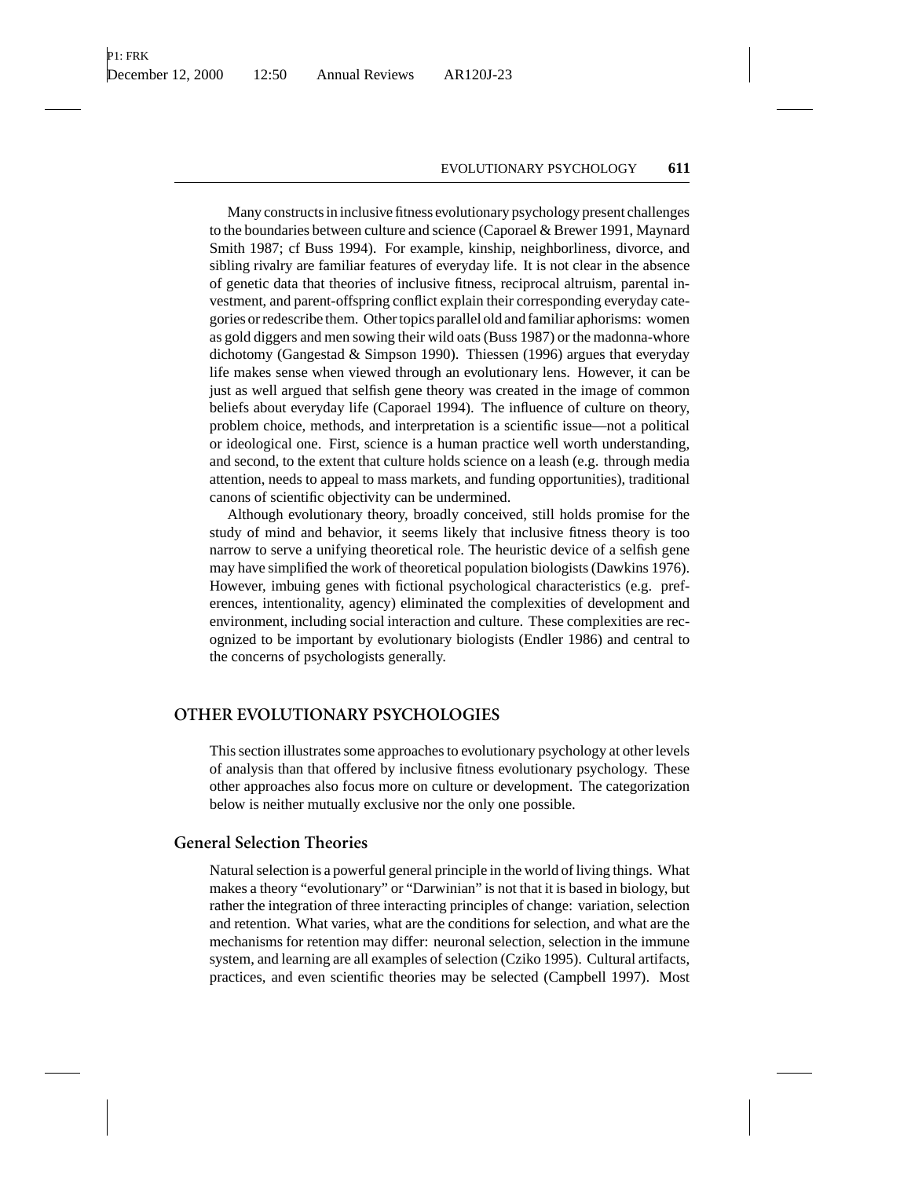Many constructs in inclusive fitness evolutionary psychology present challenges to the boundaries between culture and science (Caporael & Brewer 1991, Maynard Smith 1987; cf Buss 1994). For example, kinship, neighborliness, divorce, and sibling rivalry are familiar features of everyday life. It is not clear in the absence of genetic data that theories of inclusive fitness, reciprocal altruism, parental investment, and parent-offspring conflict explain their corresponding everyday categories or redescribe them. Other topics parallel old and familiar aphorisms: women as gold diggers and men sowing their wild oats (Buss 1987) or the madonna-whore dichotomy (Gangestad & Simpson 1990). Thiessen (1996) argues that everyday life makes sense when viewed through an evolutionary lens. However, it can be just as well argued that selfish gene theory was created in the image of common beliefs about everyday life (Caporael 1994). The influence of culture on theory, problem choice, methods, and interpretation is a scientific issue—not a political or ideological one. First, science is a human practice well worth understanding, and second, to the extent that culture holds science on a leash (e.g. through media attention, needs to appeal to mass markets, and funding opportunities), traditional canons of scientific objectivity can be undermined.

Although evolutionary theory, broadly conceived, still holds promise for the study of mind and behavior, it seems likely that inclusive fitness theory is too narrow to serve a unifying theoretical role. The heuristic device of a selfish gene may have simplified the work of theoretical population biologists (Dawkins 1976). However, imbuing genes with fictional psychological characteristics (e.g. preferences, intentionality, agency) eliminated the complexities of development and environment, including social interaction and culture. These complexities are recognized to be important by evolutionary biologists (Endler 1986) and central to the concerns of psychologists generally.

## OTHER EVOLUTIONARY PSYCHOLOGIES

This section illustrates some approaches to evolutionary psychology at other levels of analysis than that offered by inclusive fitness evolutionary psychology. These other approaches also focus more on culture or development. The categorization below is neither mutually exclusive nor the only one possible.

### General Selection Theories

Natural selection is a powerful general principle in the world of living things. What makes a theory "evolutionary" or "Darwinian" is not that it is based in biology, but rather the integration of three interacting principles of change: variation, selection and retention. What varies, what are the conditions for selection, and what are the mechanisms for retention may differ: neuronal selection, selection in the immune system, and learning are all examples of selection (Cziko 1995). Cultural artifacts, practices, and even scientific theories may be selected (Campbell 1997). Most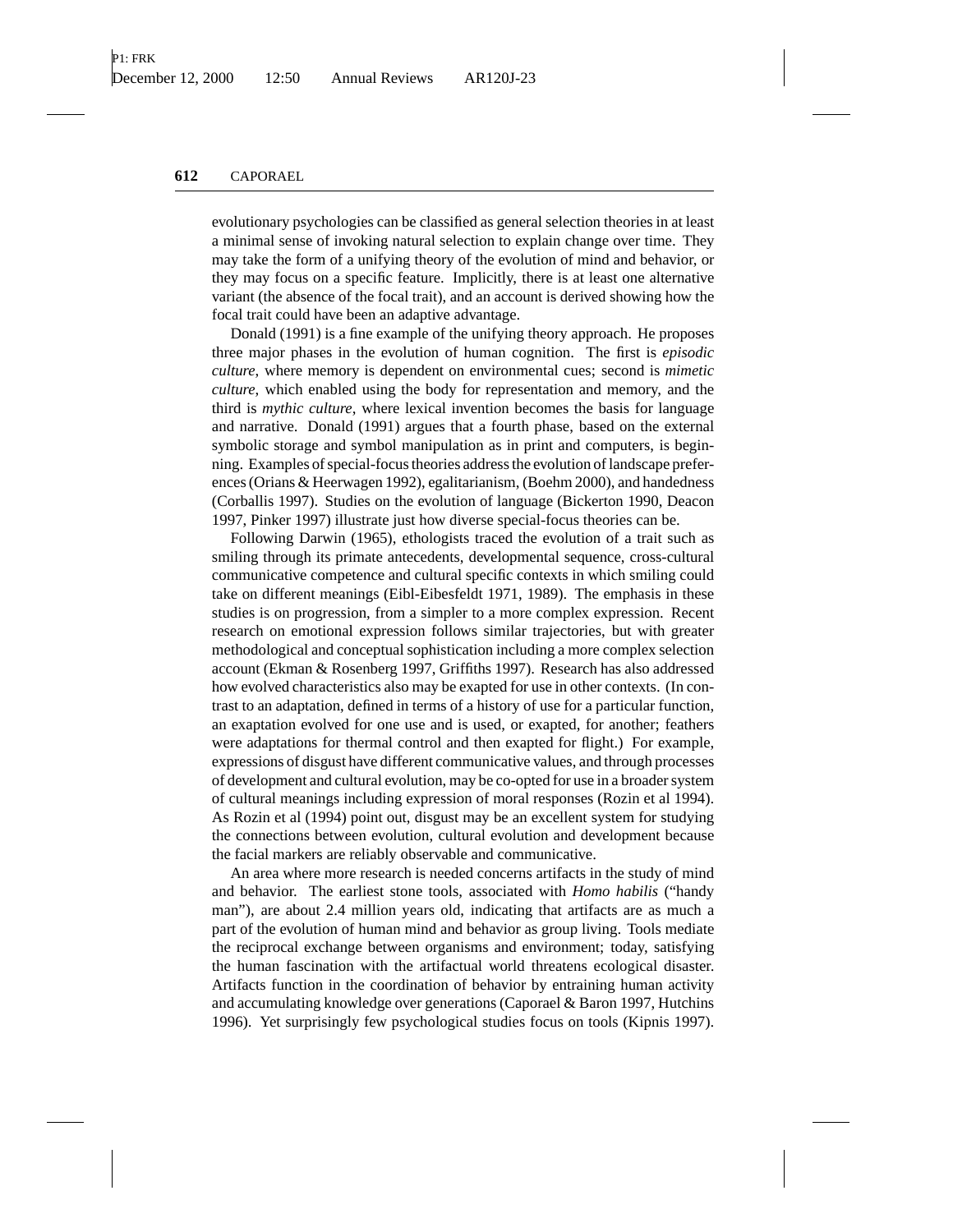evolutionary psychologies can be classified as general selection theories in at least a minimal sense of invoking natural selection to explain change over time. They may take the form of a unifying theory of the evolution of mind and behavior, or they may focus on a specific feature. Implicitly, there is at least one alternative variant (the absence of the focal trait), and an account is derived showing how the focal trait could have been an adaptive advantage.

Donald (1991) is a fine example of the unifying theory approach. He proposes three major phases in the evolution of human cognition. The first is *episodic culture*, where memory is dependent on environmental cues; second is *mimetic culture*, which enabled using the body for representation and memory, and the third is *mythic culture*, where lexical invention becomes the basis for language and narrative. Donald (1991) argues that a fourth phase, based on the external symbolic storage and symbol manipulation as in print and computers, is beginning. Examples of special-focus theories address the evolution of landscape preferences (Orians & Heerwagen 1992), egalitarianism, (Boehm 2000), and handedness (Corballis 1997). Studies on the evolution of language (Bickerton 1990, Deacon 1997, Pinker 1997) illustrate just how diverse special-focus theories can be.

Following Darwin (1965), ethologists traced the evolution of a trait such as smiling through its primate antecedents, developmental sequence, cross-cultural communicative competence and cultural specific contexts in which smiling could take on different meanings (Eibl-Eibesfeldt 1971, 1989). The emphasis in these studies is on progression, from a simpler to a more complex expression. Recent research on emotional expression follows similar trajectories, but with greater methodological and conceptual sophistication including a more complex selection account (Ekman & Rosenberg 1997, Griffiths 1997). Research has also addressed how evolved characteristics also may be exapted for use in other contexts. (In contrast to an adaptation, defined in terms of a history of use for a particular function, an exaptation evolved for one use and is used, or exapted, for another; feathers were adaptations for thermal control and then exapted for flight.) For example, expressions of disgust have different communicative values, and through processes of development and cultural evolution, may be co-opted for use in a broader system of cultural meanings including expression of moral responses (Rozin et al 1994). As Rozin et al (1994) point out, disgust may be an excellent system for studying the connections between evolution, cultural evolution and development because the facial markers are reliably observable and communicative.

An area where more research is needed concerns artifacts in the study of mind and behavior. The earliest stone tools, associated with *Homo habilis* ("handy man"), are about 2.4 million years old, indicating that artifacts are as much a part of the evolution of human mind and behavior as group living. Tools mediate the reciprocal exchange between organisms and environment; today, satisfying the human fascination with the artifactual world threatens ecological disaster. Artifacts function in the coordination of behavior by entraining human activity and accumulating knowledge over generations (Caporael & Baron 1997, Hutchins 1996). Yet surprisingly few psychological studies focus on tools (Kipnis 1997).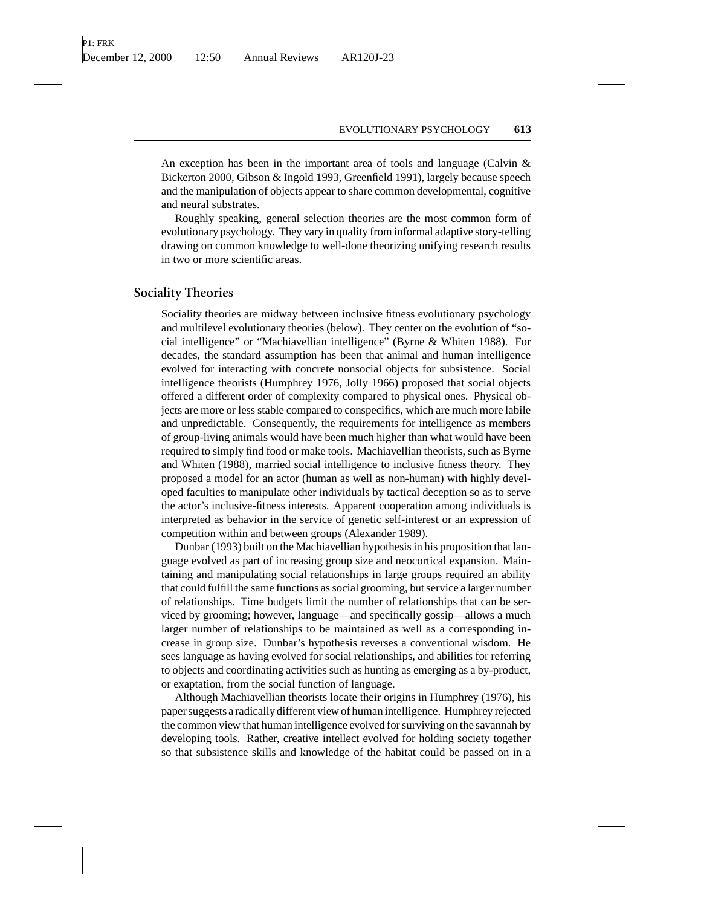An exception has been in the important area of tools and language (Calvin & Bickerton 2000, Gibson & Ingold 1993, Greenfield 1991), largely because speech and the manipulation of objects appear to share common developmental, cognitive and neural substrates.

Roughly speaking, general selection theories are the most common form of evolutionary psychology. They vary in quality from informal adaptive story-telling drawing on common knowledge to well-done theorizing unifying research results in two or more scientific areas.

## Sociality Theories

Sociality theories are midway between inclusive fitness evolutionary psychology and multilevel evolutionary theories (below). They center on the evolution of "social intelligence" or "Machiavellian intelligence" (Byrne & Whiten 1988). For decades, the standard assumption has been that animal and human intelligence evolved for interacting with concrete nonsocial objects for subsistence. Social intelligence theorists (Humphrey 1976, Jolly 1966) proposed that social objects offered a different order of complexity compared to physical ones. Physical objects are more or less stable compared to conspecifics, which are much more labile and unpredictable. Consequently, the requirements for intelligence as members of group-living animals would have been much higher than what would have been required to simply find food or make tools. Machiavellian theorists, such as Byrne and Whiten (1988), married social intelligence to inclusive fitness theory. They proposed a model for an actor (human as well as non-human) with highly developed faculties to manipulate other individuals by tactical deception so as to serve the actor's inclusive-fitness interests. Apparent cooperation among individuals is interpreted as behavior in the service of genetic self-interest or an expression of competition within and between groups (Alexander 1989).

Dunbar (1993) built on the Machiavellian hypothesis in his proposition that language evolved as part of increasing group size and neocortical expansion. Maintaining and manipulating social relationships in large groups required an ability that could fulfill the same functions as social grooming, but service a larger number of relationships. Time budgets limit the number of relationships that can be serviced by grooming; however, language—and specifically gossip—allows a much larger number of relationships to be maintained as well as a corresponding increase in group size. Dunbar's hypothesis reverses a conventional wisdom. He sees language as having evolved for social relationships, and abilities for referring to objects and coordinating activities such as hunting as emerging as a by-product, or exaptation, from the social function of language.

Although Machiavellian theorists locate their origins in Humphrey (1976), his paper suggests a radically different view of human intelligence. Humphrey rejected the common view that human intelligence evolved for surviving on the savannah by developing tools. Rather, creative intellect evolved for holding society together so that subsistence skills and knowledge of the habitat could be passed on in a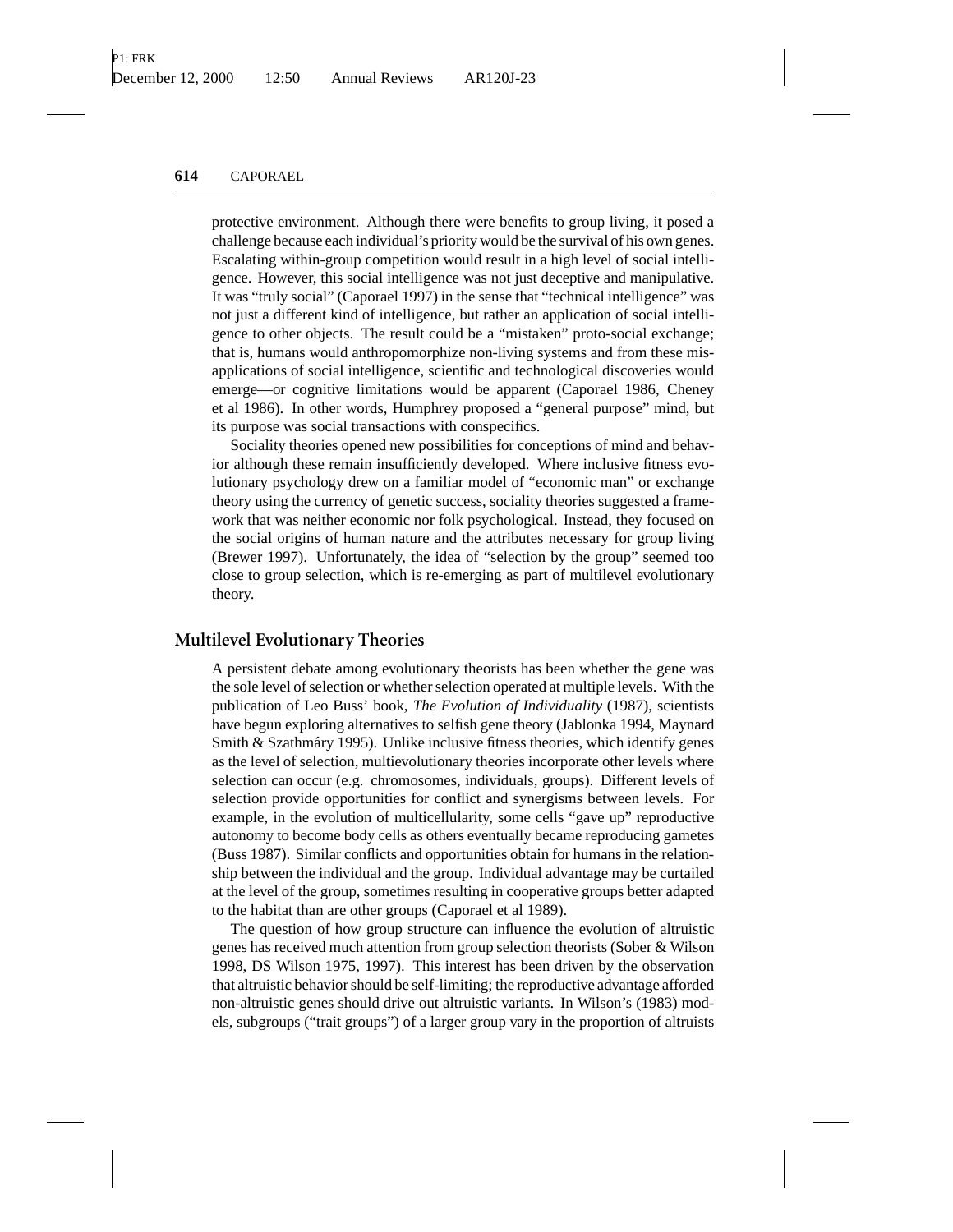protective environment. Although there were benefits to group living, it posed a challenge because each individual's priority would be the survival of his own genes. Escalating within-group competition would result in a high level of social intelligence. However, this social intelligence was not just deceptive and manipulative. It was "truly social" (Caporael 1997) in the sense that "technical intelligence" was not just a different kind of intelligence, but rather an application of social intelligence to other objects. The result could be a "mistaken" proto-social exchange; that is, humans would anthropomorphize non-living systems and from these misapplications of social intelligence, scientific and technological discoveries would emerge—or cognitive limitations would be apparent (Caporael 1986, Cheney et al 1986). In other words, Humphrey proposed a "general purpose" mind, but its purpose was social transactions with conspecifics.

Sociality theories opened new possibilities for conceptions of mind and behavior although these remain insufficiently developed. Where inclusive fitness evolutionary psychology drew on a familiar model of "economic man" or exchange theory using the currency of genetic success, sociality theories suggested a framework that was neither economic nor folk psychological. Instead, they focused on the social origins of human nature and the attributes necessary for group living (Brewer 1997). Unfortunately, the idea of "selection by the group" seemed too close to group selection, which is re-emerging as part of multilevel evolutionary theory.

## Multilevel Evolutionary Theories

A persistent debate among evolutionary theorists has been whether the gene was the sole level of selection or whether selection operated at multiple levels. With the publication of Leo Buss' book, *The Evolution of Individuality* (1987), scientists have begun exploring alternatives to selfish gene theory (Jablonka 1994, Maynard Smith & Szathmáry 1995). Unlike inclusive fitness theories, which identify genes as the level of selection, multievolutionary theories incorporate other levels where selection can occur (e.g. chromosomes, individuals, groups). Different levels of selection provide opportunities for conflict and synergisms between levels. For example, in the evolution of multicellularity, some cells "gave up" reproductive autonomy to become body cells as others eventually became reproducing gametes (Buss 1987). Similar conflicts and opportunities obtain for humans in the relationship between the individual and the group. Individual advantage may be curtailed at the level of the group, sometimes resulting in cooperative groups better adapted to the habitat than are other groups (Caporael et al 1989).

The question of how group structure can influence the evolution of altruistic genes has received much attention from group selection theorists (Sober & Wilson 1998, DS Wilson 1975, 1997). This interest has been driven by the observation that altruistic behavior should be self-limiting; the reproductive advantage afforded non-altruistic genes should drive out altruistic variants. In Wilson's (1983) models, subgroups ("trait groups") of a larger group vary in the proportion of altruists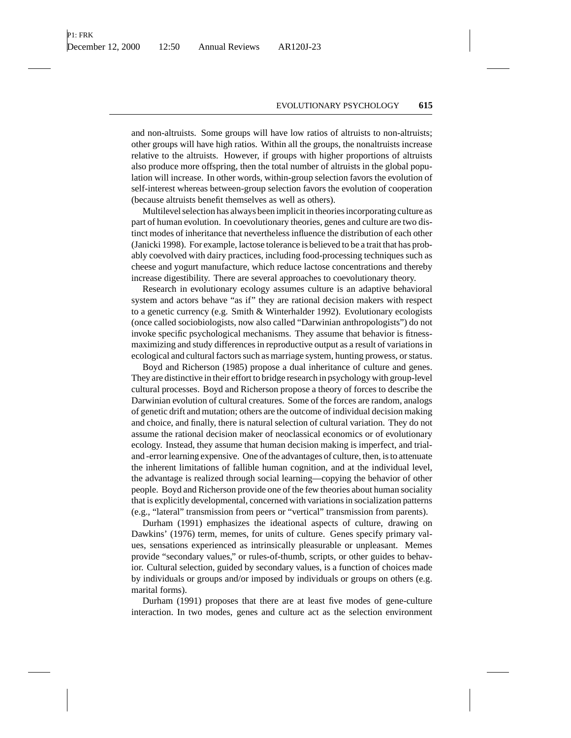and non-altruists. Some groups will have low ratios of altruists to non-altruists; other groups will have high ratios. Within all the groups, the nonaltruists increase relative to the altruists. However, if groups with higher proportions of altruists also produce more offspring, then the total number of altruists in the global population will increase. In other words, within-group selection favors the evolution of self-interest whereas between-group selection favors the evolution of cooperation (because altruists benefit themselves as well as others).

Multilevel selection has always been implicit in theories incorporating culture as part of human evolution. In coevolutionary theories, genes and culture are two distinct modes of inheritance that nevertheless influence the distribution of each other (Janicki 1998). For example, lactose tolerance is believed to be a trait that has probably coevolved with dairy practices, including food-processing techniques such as cheese and yogurt manufacture, which reduce lactose concentrations and thereby increase digestibility. There are several approaches to coevolutionary theory.

Research in evolutionary ecology assumes culture is an adaptive behavioral system and actors behave "as if" they are rational decision makers with respect to a genetic currency (e.g. Smith & Winterhalder 1992). Evolutionary ecologists (once called sociobiologists, now also called "Darwinian anthropologists") do not invoke specific psychological mechanisms. They assume that behavior is fitness-maximizing and study differences in reproductive output as a result of variations in ecological and cultural factors such as marriage system, hunting prowess, or status.

Boyd and Richerson (1985) propose a dual inheritance of culture and genes. They are distinctive in their effort to bridge research in psychology with group-level cultural processes. Boyd and Richerson propose a theory of forces to describe the Darwinian evolution of cultural creatures. Some of the forces are random, analogs of genetic drift and mutation; others are the outcome of individual decision making and choice, and finally, there is natural selection of cultural variation. They do not assume the rational decision maker of neoclassical economics or of evolutionary ecology. Instead, they assume that human decision making is imperfect, and trial-and-error learning expensive. One of the advantages of culture, then, is to attenuate the inherent limitations of fallible human cognition, and at the individual level, the advantage is realized through social learning—copying the behavior of other people. Boyd and Richerson provide one of the few theories about human sociality that is explicitly developmental, concerned with variations in socialization patterns (e.g., "lateral" transmission from peers or "vertical" transmission from parents).

Durham (1991) emphasizes the ideational aspects of culture, drawing on Dawkins' (1976) term, memes, for units of culture. Genes specify primary values, sensations experienced as intrinsically pleasurable or unpleasant. Memes provide "secondary values," or rules-of-thumb, scripts, or other guides to behavior. Cultural selection, guided by secondary values, is a function of choices made by individuals or groups and/or imposed by individuals or groups on others (e.g. marital forms).

Durham (1991) proposes that there are at least five modes of gene-culture interaction. In two modes, genes and culture act as the selection environment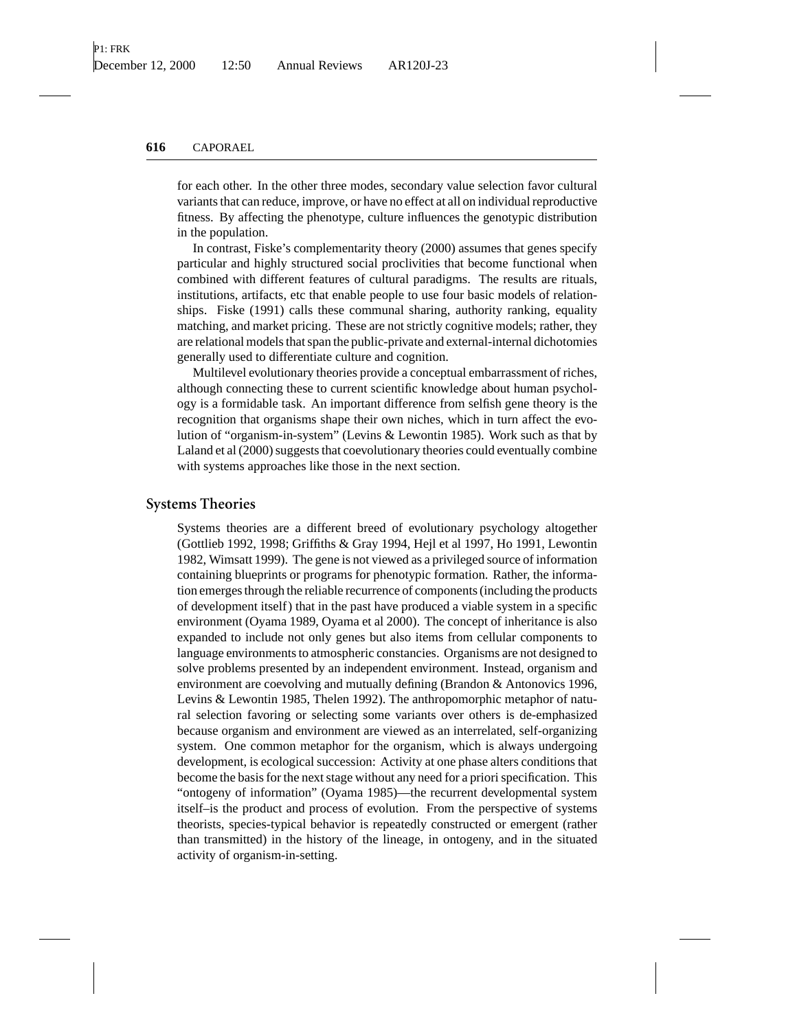for each other. In the other three modes, secondary value selection favor cultural variants that can reduce, improve, or have no effect at all on individual reproductive fitness. By affecting the phenotype, culture influences the genotypic distribution in the population.

In contrast, Fiske's complementarity theory (2000) assumes that genes specify particular and highly structured social proclivities that become functional when combined with different features of cultural paradigms. The results are rituals, institutions, artifacts, etc that enable people to use four basic models of relationships. Fiske (1991) calls these communal sharing, authority ranking, equality matching, and market pricing. These are not strictly cognitive models; rather, they are relational models that span the public-private and external-internal dichotomies generally used to differentiate culture and cognition.

Multilevel evolutionary theories provide a conceptual embarrassment of riches, although connecting these to current scientific knowledge about human psychology is a formidable task. An important difference from selfish gene theory is the recognition that organisms shape their own niches, which in turn affect the evolution of "organism-in-system" (Levins & Lewontin 1985). Work such as that by Laland et al (2000) suggests that coevolutionary theories could eventually combine with systems approaches like those in the next section.

## Systems Theories

Systems theories are a different breed of evolutionary psychology altogether (Gottlieb 1992, 1998; Griffiths & Gray 1994, Hejl et al 1997, Ho 1991, Lewontin 1982, Wimsatt 1999). The gene is not viewed as a privileged source of information containing blueprints or programs for phenotypic formation. Rather, the information emerges through the reliable recurrence of components (including the products of development itself) that in the past have produced a viable system in a specific environment (Oyama 1989, Oyama et al 2000). The concept of inheritance is also expanded to include not only genes but also items from cellular components to language environments to atmospheric constancies. Organisms are not designed to solve problems presented by an independent environment. Instead, organism and environment are coevolving and mutually defining (Brandon & Antonovics 1996, Levins & Lewontin 1985, Thelen 1992). The anthropomorphic metaphor of natural selection favoring or selecting some variants over others is de-emphasized because organism and environment are viewed as an interrelated, self-organizing system. One common metaphor for the organism, which is always undergoing development, is ecological succession: Activity at one phase alters conditions that become the basis for the next stage without any need for a priori specification. This "ontogeny of information" (Oyama 1985)—the recurrent developmental system itself–is the product and process of evolution. From the perspective of systems theorists, species-typical behavior is repeatedly constructed or emergent (rather than transmitted) in the history of the lineage, in ontogeny, and in the situated activity of organism-in-setting.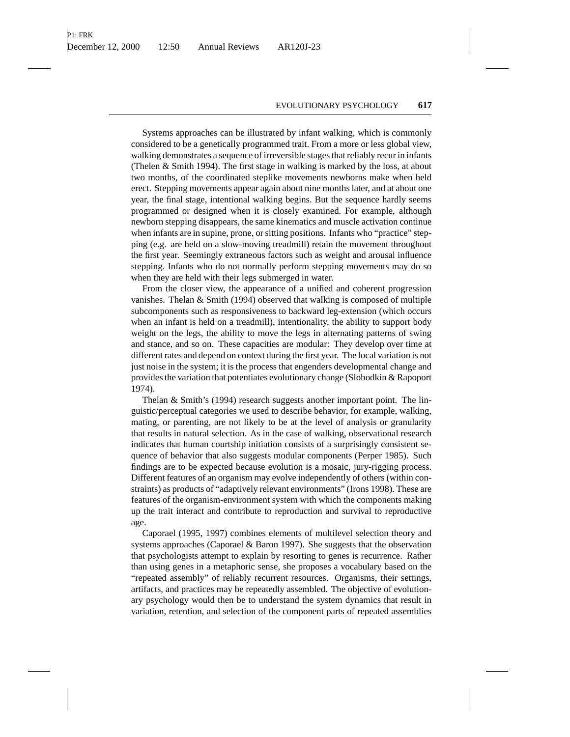Systems approaches can be illustrated by infant walking, which is commonly considered to be a genetically programmed trait. From a more or less global view, walking demonstrates a sequence of irreversible stages that reliably recur in infants (Thelen & Smith 1994). The first stage in walking is marked by the loss, at about two months, of the coordinated steplike movements newborns make when held erect. Stepping movements appear again about nine months later, and at about one year, the final stage, intentional walking begins. But the sequence hardly seems programmed or designed when it is closely examined. For example, although newborn stepping disappears, the same kinematics and muscle activation continue when infants are in supine, prone, or sitting positions. Infants who "practice" stepping (e.g. are held on a slow-moving treadmill) retain the movement throughout the first year. Seemingly extraneous factors such as weight and arousal influence stepping. Infants who do not normally perform stepping movements may do so when they are held with their legs submerged in water.

From the closer view, the appearance of a unified and coherent progression vanishes. Thelan & Smith (1994) observed that walking is composed of multiple subcomponents such as responsiveness to backward leg-extension (which occurs when an infant is held on a treadmill), intentionality, the ability to support body weight on the legs, the ability to move the legs in alternating patterns of swing and stance, and so on. These capacities are modular: They develop over time at different rates and depend on context during the first year. The local variation is not just noise in the system; it is the process that engenders developmental change and provides the variation that potentiates evolutionary change (Slobodkin & Rapoport 1974).

Thelan & Smith's (1994) research suggests another important point. The linguistic/perceptual categories we used to describe behavior, for example, walking, mating, or parenting, are not likely to be at the level of analysis or granularity that results in natural selection. As in the case of walking, observational research indicates that human courtship initiation consists of a surprisingly consistent sequence of behavior that also suggests modular components (Perper 1985). Such findings are to be expected because evolution is a mosaic, jury-rigging process. Different features of an organism may evolve independently of others (within constraints) as products of "adaptively relevant environments" (Irons 1998). These are features of the organism-environment system with which the components making up the trait interact and contribute to reproduction and survival to reproductive age.

Caporael (1995, 1997) combines elements of multilevel selection theory and systems approaches (Caporael & Baron 1997). She suggests that the observation that psychologists attempt to explain by resorting to genes is recurrence. Rather than using genes in a metaphoric sense, she proposes a vocabulary based on the "repeated assembly" of reliably recurrent resources. Organisms, their settings, artifacts, and practices may be repeatedly assembled. The objective of evolutionary psychology would then be to understand the system dynamics that result in variation, retention, and selection of the component parts of repeated assemblies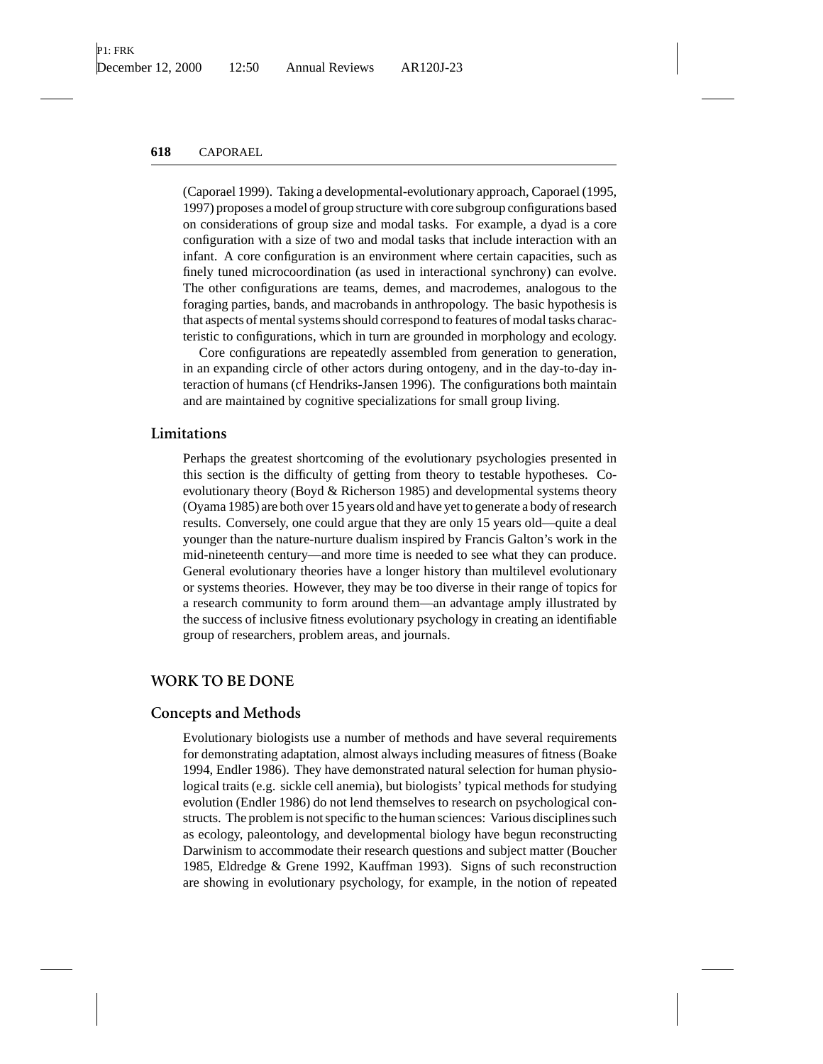(Caporael 1999). Taking a developmental-evolutionary approach, Caporael (1995, 1997) proposes a model of group structure with core subgroup configurations based on considerations of group size and modal tasks. For example, a dyad is a core configuration with a size of two and modal tasks that include interaction with an infant. A core configuration is an environment where certain capacities, such as finely tuned microcoordination (as used in interactional synchrony) can evolve. The other configurations are teams, demes, and macrodemes, analogous to the foraging parties, bands, and macrobands in anthropology. The basic hypothesis is that aspects of mental systems should correspond to features of modal tasks characteristic to configurations, which in turn are grounded in morphology and ecology.

Core configurations are repeatedly assembled from generation to generation, in an expanding circle of other actors during ontogeny, and in the day-to-day interaction of humans (cf Hendriks-Jansen 1996). The configurations both maintain and are maintained by cognitive specializations for small group living.

### Limitations

Perhaps the greatest shortcoming of the evolutionary psychologies presented in this section is the difficulty of getting from theory to testable hypotheses. Coevolutionary theory (Boyd & Richerson 1985) and developmental systems theory (Oyama 1985) are both over 15 years old and have yet to generate a body of research results. Conversely, one could argue that they are only 15 years old—quite a deal younger than the nature-nurture dualism inspired by Francis Galton's work in the mid-nineteenth century—and more time is needed to see what they can produce. General evolutionary theories have a longer history than multilevel evolutionary or systems theories. However, they may be too diverse in their range of topics for a research community to form around them—an advantage amply illustrated by the success of inclusive fitness evolutionary psychology in creating an identifiable group of researchers, problem areas, and journals.

## WORK TO BE DONE

### Concepts and Methods

Evolutionary biologists use a number of methods and have several requirements for demonstrating adaptation, almost always including measures of fitness (Boake 1994, Endler 1986). They have demonstrated natural selection for human physiological traits (e.g. sickle cell anemia), but biologists' typical methods for studying evolution (Endler 1986) do not lend themselves to research on psychological constructs. The problem is not specific to the human sciences: Various disciplines such as ecology, paleontology, and developmental biology have begun reconstructing Darwinism to accommodate their research questions and subject matter (Boucher 1985, Eldredge & Grene 1992, Kauffman 1993). Signs of such reconstruction are showing in evolutionary psychology, for example, in the notion of repeated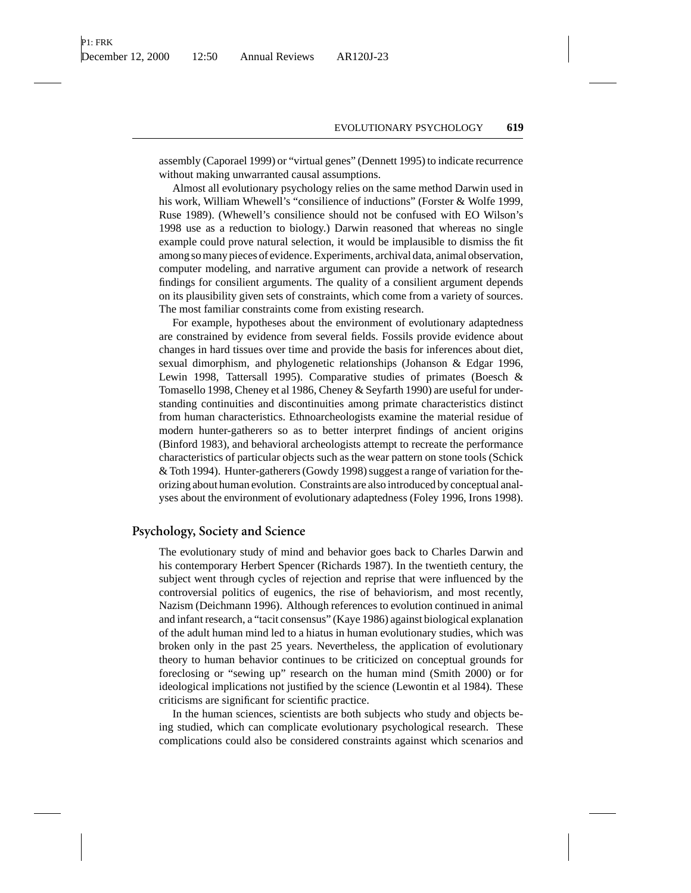assembly (Caporael 1999) or "virtual genes" (Dennett 1995) to indicate recurrence without making unwarranted causal assumptions.

Almost all evolutionary psychology relies on the same method Darwin used in his work, William Whewell's "consilience of inductions" (Forster & Wolfe 1999, Ruse 1989). (Whewell's consilience should not be confused with EO Wilson's 1998 use as a reduction to biology.) Darwin reasoned that whereas no single example could prove natural selection, it would be implausible to dismiss the fit among so many pieces of evidence. Experiments, archival data, animal observation, computer modeling, and narrative argument can provide a network of research findings for consilient arguments. The quality of a consilient argument depends on its plausibility given sets of constraints, which come from a variety of sources. The most familiar constraints come from existing research.

For example, hypotheses about the environment of evolutionary adaptedness are constrained by evidence from several fields. Fossils provide evidence about changes in hard tissues over time and provide the basis for inferences about diet, sexual dimorphism, and phylogenetic relationships (Johanson & Edgar 1996, Lewin 1998, Tattersall 1995). Comparative studies of primates (Boesch & Tomasello 1998, Cheney et al 1986, Cheney & Seyfarth 1990) are useful for understanding continuities and discontinuities among primate characteristics distinct from human characteristics. Ethnoarcheologists examine the material residue of modern hunter-gatherers so as to better interpret findings of ancient origins (Binford 1983), and behavioral archeologists attempt to recreate the performance characteristics of particular objects such as the wear pattern on stone tools (Schick & Toth 1994). Hunter-gatherers (Gowdy 1998) suggest a range of variation for theorizing about human evolution. Constraints are also introduced by conceptual analyses about the environment of evolutionary adaptedness (Foley 1996, Irons 1998).

## Psychology, Society and Science

The evolutionary study of mind and behavior goes back to Charles Darwin and his contemporary Herbert Spencer (Richards 1987). In the twentieth century, the subject went through cycles of rejection and reprise that were influenced by the controversial politics of eugenics, the rise of behaviorism, and most recently, Nazism (Deichmann 1996). Although references to evolution continued in animal and infant research, a "tacit consensus" (Kaye 1986) against biological explanation of the adult human mind led to a hiatus in human evolutionary studies, which was broken only in the past 25 years. Nevertheless, the application of evolutionary theory to human behavior continues to be criticized on conceptual grounds for foreclosing or "sewing up" research on the human mind (Smith 2000) or for ideological implications not justified by the science (Lewontin et al 1984). These criticisms are significant for scientific practice.

In the human sciences, scientists are both subjects who study and objects being studied, which can complicate evolutionary psychological research. These complications could also be considered constraints against which scenarios and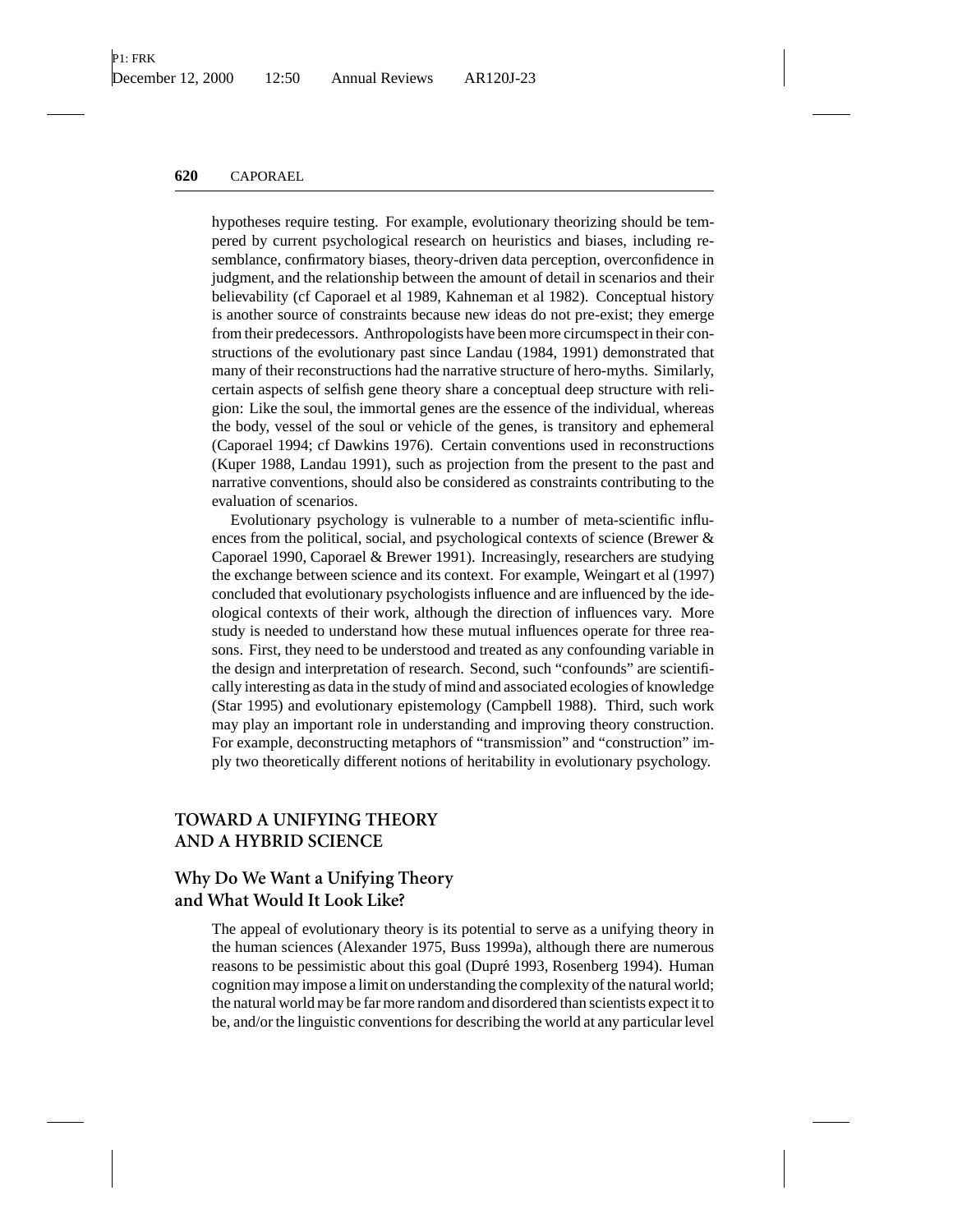hypotheses require testing. For example, evolutionary theorizing should be tempered by current psychological research on heuristics and biases, including resemblance, confirmatory biases, theory-driven data perception, overconfidence in judgment, and the relationship between the amount of detail in scenarios and their believability (cf Caporael et al 1989, Kahneman et al 1982). Conceptual history is another source of constraints because new ideas do not pre-exist; they emerge from their predecessors. Anthropologists have been more circumspect in their constructions of the evolutionary past since Landau (1984, 1991) demonstrated that many of their reconstructions had the narrative structure of hero-myths. Similarly, certain aspects of selfish gene theory share a conceptual deep structure with religion: Like the soul, the immortal genes are the essence of the individual, whereas the body, vessel of the soul or vehicle of the genes, is transitory and ephemeral (Caporael 1994; cf Dawkins 1976). Certain conventions used in reconstructions (Kuper 1988, Landau 1991), such as projection from the present to the past and narrative conventions, should also be considered as constraints contributing to the evaluation of scenarios.

Evolutionary psychology is vulnerable to a number of meta-scientific influences from the political, social, and psychological contexts of science (Brewer & Caporael 1990, Caporael & Brewer 1991). Increasingly, researchers are studying the exchange between science and its context. For example, Weingart et al (1997) concluded that evolutionary psychologists influence and are influenced by the ideological contexts of their work, although the direction of influences vary. More study is needed to understand how these mutual influences operate for three reasons. First, they need to be understood and treated as any confounding variable in the design and interpretation of research. Second, such "confounds" are scientifically interesting as data in the study of mind and associated ecologies of knowledge (Star 1995) and evolutionary epistemology (Campbell 1988). Third, such work may play an important role in understanding and improving theory construction. For example, deconstructing metaphors of "transmission" and "construction" imply two theoretically different notions of heritability in evolutionary psychology.

## TOWARD A UNIFYING THEORY AND A HYBRID SCIENCE

### Why Do We Want a Unifying Theory and What Would It Look Like?

The appeal of evolutionary theory is its potential to serve as a unifying theory in the human sciences (Alexander 1975, Buss 1999a), although there are numerous reasons to be pessimistic about this goal (Dupré 1993, Rosenberg 1994). Human cognition may impose a limit on understanding the complexity of the natural world; the natural world may be far more random and disordered than scientists expect it to be, and/or the linguistic conventions for describing the world at any particular level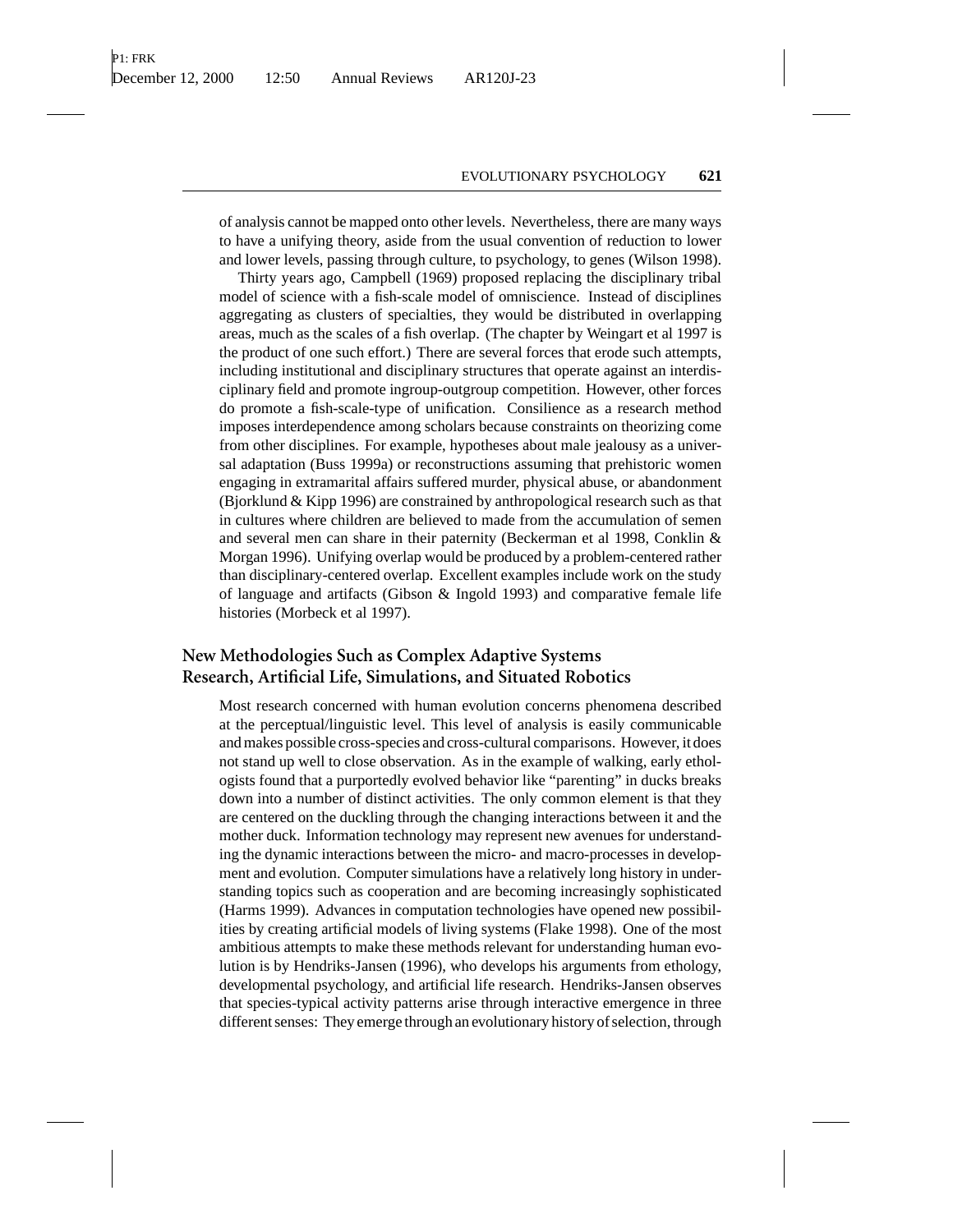of analysis cannot be mapped onto other levels. Nevertheless, there are many ways to have a unifying theory, aside from the usual convention of reduction to lower and lower levels, passing through culture, to psychology, to genes (Wilson 1998).

Thirty years ago, Campbell (1969) proposed replacing the disciplinary tribal model of science with a fish-scale model of omniscience. Instead of disciplines aggregating as clusters of specialties, they would be distributed in overlapping areas, much as the scales of a fish overlap. (The chapter by Weingart et al 1997 is the product of one such effort.) There are several forces that erode such attempts, including institutional and disciplinary structures that operate against an interdisciplinary field and promote ingroup-outgroup competition. However, other forces do promote a fish-scale-type of unification. Consilience as a research method imposes interdependence among scholars because constraints on theorizing come from other disciplines. For example, hypotheses about male jealousy as a universal adaptation (Buss 1999a) or reconstructions assuming that prehistoric women engaging in extramarital affairs suffered murder, physical abuse, or abandonment (Bjorklund & Kipp 1996) are constrained by anthropological research such as that in cultures where children are believed to made from the accumulation of semen and several men can share in their paternity (Beckerman et al 1998, Conklin & Morgan 1996). Unifying overlap would be produced by a problem-centered rather than disciplinary-centered overlap. Excellent examples include work on the study of language and artifacts (Gibson & Ingold 1993) and comparative female life histories (Morbeck et al 1997).

## New Methodologies Such as Complex Adaptive Systems Research, Artificial Life, Simulations, and Situated Robotics

Most research concerned with human evolution concerns phenomena described at the perceptual/linguistic level. This level of analysis is easily communicable and makes possible cross-species and cross-cultural comparisons. However, it does not stand up well to close observation. As in the example of walking, early ethologists found that a purportedly evolved behavior like "parenting" in ducks breaks down into a number of distinct activities. The only common element is that they are centered on the duckling through the changing interactions between it and the mother duck. Information technology may represent new avenues for understanding the dynamic interactions between the micro- and macro-processes in development and evolution. Computer simulations have a relatively long history in understanding topics such as cooperation and are becoming increasingly sophisticated (Harms 1999). Advances in computation technologies have opened new possibilities by creating artificial models of living systems (Flake 1998). One of the most ambitious attempts to make these methods relevant for understanding human evolution is by Hendriks-Jansen (1996), who develops his arguments from ethology, developmental psychology, and artificial life research. Hendriks-Jansen observes that species-typical activity patterns arise through interactive emergence in three different senses: They emerge through an evolutionary history of selection, through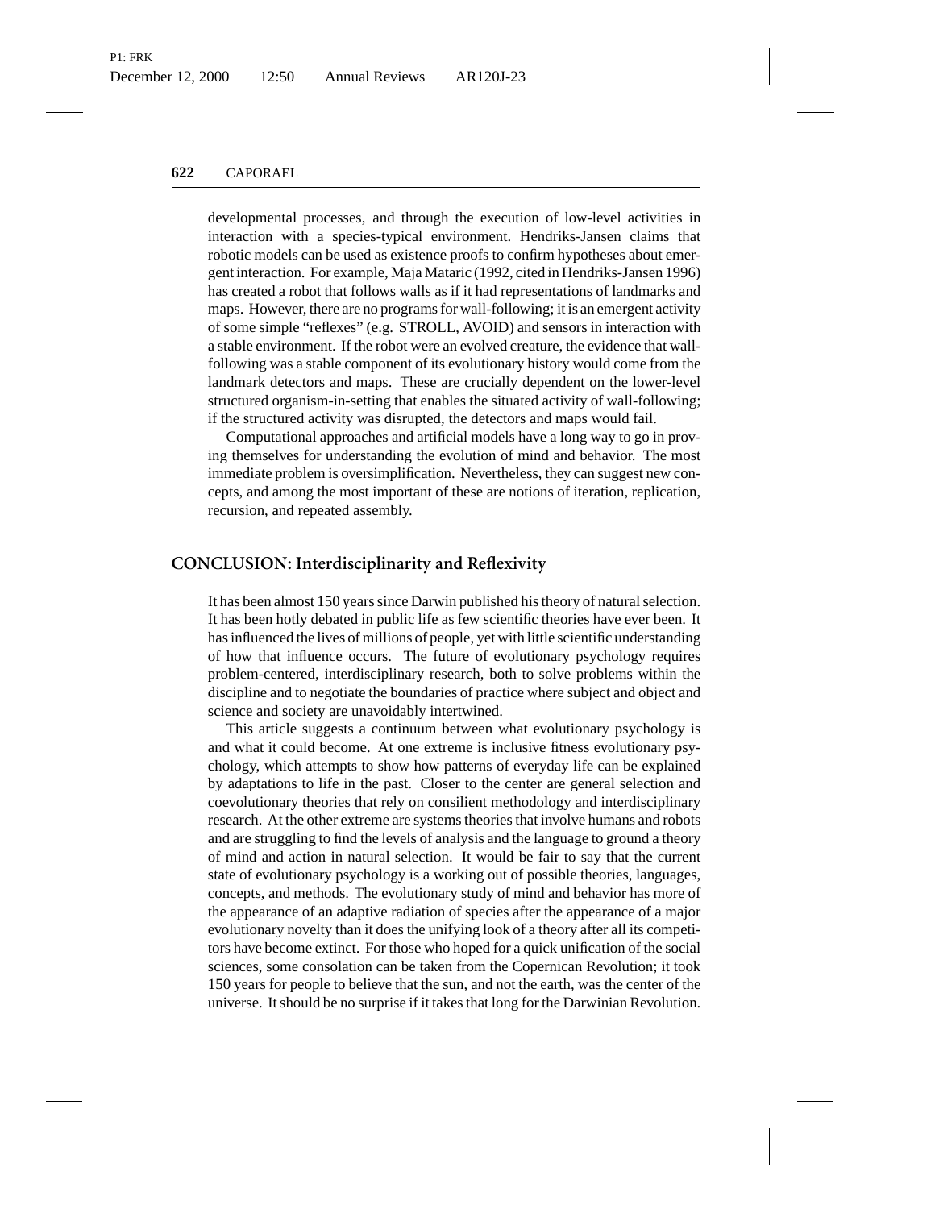developmental processes, and through the execution of low-level activities in interaction with a species-typical environment. Hendriks-Jansen claims that robotic models can be used as existence proofs to confirm hypotheses about emergent interaction. For example, Maja Mataric (1992, cited in Hendriks-Jansen 1996) has created a robot that follows walls as if it had representations of landmarks and maps. However, there are no programs for wall-following; it is an emergent activity of some simple "reflexes" (e.g. STROLL, AVOID) and sensors in interaction with a stable environment. If the robot were an evolved creature, the evidence that wall-following was a stable component of its evolutionary history would come from the landmark detectors and maps. These are crucially dependent on the lower-level structured organism-in-setting that enables the situated activity of wall-following; if the structured activity was disrupted, the detectors and maps would fail.

Computational approaches and artificial models have a long way to go in proving themselves for understanding the evolution of mind and behavior. The most immediate problem is oversimplification. Nevertheless, they can suggest new concepts, and among the most important of these are notions of iteration, replication, recursion, and repeated assembly.

## CONCLUSION: Interdisciplinarity and Reflexivity

It has been almost 150 years since Darwin published his theory of natural selection. It has been hotly debated in public life as few scientific theories have ever been. It has influenced the lives of millions of people, yet with little scientific understanding of how that influence occurs. The future of evolutionary psychology requires problem-centered, interdisciplinary research, both to solve problems within the discipline and to negotiate the boundaries of practice where subject and object and science and society are unavoidably intertwined.

This article suggests a continuum between what evolutionary psychology is and what it could become. At one extreme is inclusive fitness evolutionary psychology, which attempts to show how patterns of everyday life can be explained by adaptations to life in the past. Closer to the center are general selection and coevolutionary theories that rely on consilient methodology and interdisciplinary research. At the other extreme are systems theories that involve humans and robots and are struggling to find the levels of analysis and the language to ground a theory of mind and action in natural selection. It would be fair to say that the current state of evolutionary psychology is a working out of possible theories, languages, concepts, and methods. The evolutionary study of mind and behavior has more of the appearance of an adaptive radiation of species after the appearance of a major evolutionary novelty than it does the unifying look of a theory after all its competitors have become extinct. For those who hoped for a quick unification of the social sciences, some consolation can be taken from the Copernican Revolution; it took 150 years for people to believe that the sun, and not the earth, was the center of the universe. It should be no surprise if it takes that long for the Darwinian Revolution.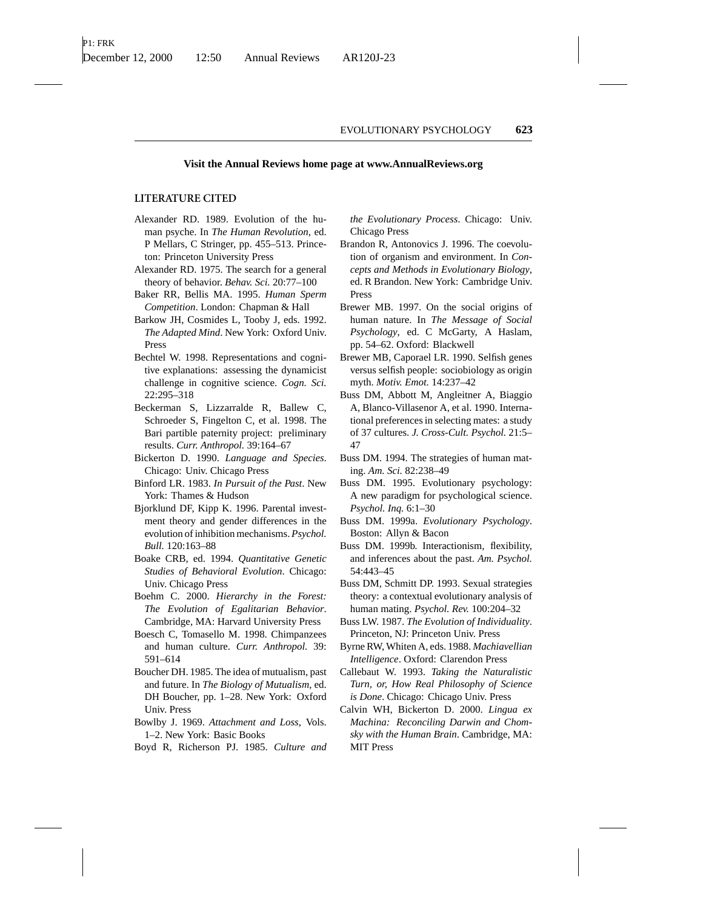**Visit the Annual Reviews home page at www.AnnualReviews.org**

## LITERATURE CITED

Alexander RD. 1989. Evolution of the human psyche. In *The Human Revolution*, ed. P Mellars, C Stringer, pp. 455–513. Princeton: Princeton University Press

Alexander RD. 1975. The search for a general theory of behavior. *Behav. Sci.* 20:77–100

Baker RR, Bellis MA. 1995. *Human Sperm Competition*. London: Chapman & Hall

Barkow JH, Cosmides L, Tooby J, eds. 1992. *The Adapted Mind*. New York: Oxford Univ. Press

Bechtel W. 1998. Representations and cognitive explanations: assessing the dynamicist challenge in cognitive science. *Cogn. Sci.* 22:295–318

Beckerman S, Lizzarralde R, Ballew C, Schroeder S, Fingelton C, et al. 1998. The Bari partible paternity project: preliminary results. *Curr. Anthropol.* 39:164–67

Bickerton D. 1990. *Language and Species*. Chicago: Univ. Chicago Press

Binford LR. 1983. *In Pursuit of the Past*. New York: Thames & Hudson

Bjorklund DF, Kipp K. 1996. Parental investment theory and gender differences in the evolution of inhibition mechanisms. *Psychol. Bull.* 120:163–88

Boake CRB, ed. 1994. *Quantitative Genetic Studies of Behavioral Evolution*. Chicago: Univ. Chicago Press

Boehm C. 2000. *Hierarchy in the Forest: The Evolution of Egalitarian Behavior*. Cambridge, MA: Harvard University Press

Boesch C, Tomasello M. 1998. Chimpanzees and human culture. *Curr. Anthropol.* 39: 591–614

Boucher DH. 1985. The idea of mutualism, past and future. In *The Biology of Mutualism*, ed. DH Boucher, pp. 1–28. New York: Oxford Univ. Press

Bowlby J. 1969. *Attachment and Loss*, Vols. 1–2. New York: Basic Books

Boyd R, Richerson PJ. 1985. *Culture and the Evolutionary Process*. Chicago: Univ. Chicago Press

Brandon R, Antonovics J. 1996. The coevolution of organism and environment. In *Concepts and Methods in Evolutionary Biology*, ed. R Brandon. New York: Cambridge Univ. Press

Brewer MB. 1997. On the social origins of human nature. In *The Message of Social Psychology*, ed. C McGarty, A Haslam, pp. 54–62. Oxford: Blackwell

Brewer MB, Caporael LR. 1990. Selfish genes versus selfish people: sociobiology as origin myth. *Motiv. Emot.* 14:237–42

Buss DM, Abbott M, Angleitner A, Biaggio A, Blanco-Villasenor A, et al. 1990. International preferences in selecting mates: a study of 37 cultures. *J. Cross-Cult. Psychol.* 21:5–47

Buss DM. 1994. The strategies of human mating. *Am. Sci.* 82:238–49

Buss DM. 1995. Evolutionary psychology: A new paradigm for psychological science. *Psychol. Inq.* 6:1–30

Buss DM. 1999a. *Evolutionary Psychology*. Boston: Allyn & Bacon

Buss DM. 1999b. Interactionism, flexibility, and inferences about the past. *Am. Psychol.* 54:443–45

Buss DM, Schmitt DP. 1993. Sexual strategies theory: a contextual evolutionary analysis of human mating. *Psychol. Rev.* 100:204–32

Buss LW. 1987. *The Evolution of Individuality*. Princeton, NJ: Princeton Univ. Press

Byrne RW, Whiten A, eds. 1988. *Machiavellian Intelligence*. Oxford: Clarendon Press

Callebaut W. 1993. *Taking the Naturalistic Turn, or, How Real Philosophy of Science is Done*. Chicago: Chicago Univ. Press

Calvin WH, Bickerton D. 2000. *Lingua ex Machina: Reconciling Darwin and Chomsky with the Human Brain*. Cambridge, MA: MIT Press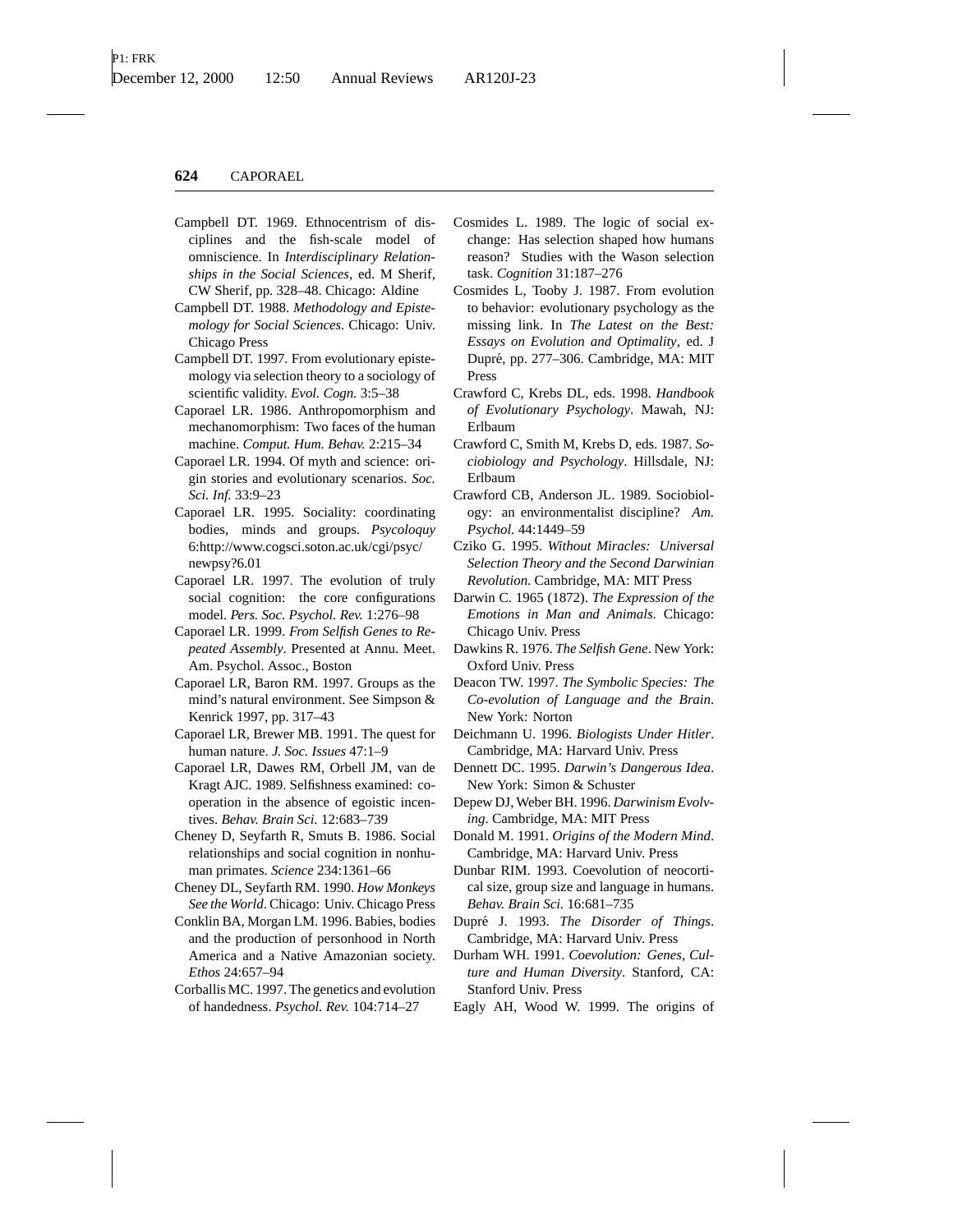Campbell DT. 1969. Ethnocentrism of disciplines and the fish-scale model of omniscience. In *Interdisciplinary Relationships in the Social Sciences*, ed. M Sherif, CW Sherif, pp. 328–48. Chicago: Aldine

Campbell DT. 1988. *Methodology and Epistemology for Social Sciences*. Chicago: Univ. Chicago Press

Campbell DT. 1997. From evolutionary epistemology via selection theory to a sociology of scientific validity. *Evol. Cogn.* 3:5–38

Caporael LR. 1986. Anthropomorphism and mechanomorphism: Two faces of the human machine. *Comput. Hum. Behav.* 2:215–34

Caporael LR. 1994. Of myth and science: origin stories and evolutionary scenarios. *Soc. Sci. Inf.* 33:9–23

Caporael LR. 1995. Sociality: coordinating bodies, minds and groups. *Psycoloquy* 6:http://www.cogsci.soton.ac.uk/cgi/psyc/newpsy?6.01

Caporael LR. 1997. The evolution of truly social cognition: the core configurations model. *Pers. Soc. Psychol. Rev.* 1:276–98

Caporael LR. 1999. *From Selfish Genes to Repeated Assembly*. Presented at Annu. Meet. Am. Psychol. Assoc., Boston

Caporael LR, Baron RM. 1997. Groups as the mind's natural environment. See Simpson & Kenrick 1997, pp. 317–43

Caporael LR, Brewer MB. 1991. The quest for human nature. *J. Soc. Issues* 47:1–9

Caporael LR, Dawes RM, Orbell JM, van de Kragt AJC. 1989. Selfishness examined: cooperation in the absence of egoistic incentives. *Behav. Brain Sci.* 12:683–739

Cheney D, Seyfarth R, Smuts B. 1986. Social relationships and social cognition in nonhuman primates. *Science* 234:1361–66

Cheney DL, Seyfarth RM. 1990. *How Monkeys See the World*. Chicago: Univ. Chicago Press

Conklin BA, Morgan LM. 1996. Babies, bodies and the production of personhood in North America and a Native Amazonian society. *Ethos* 24:657–94

Corballis MC. 1997. The genetics and evolution of handedness. *Psychol. Rev.* 104:714–27

Cosmides L. 1989. The logic of social exchange: Has selection shaped how humans reason? Studies with the Wason selection task. *Cognition* 31:187–276

Cosmides L, Tooby J. 1987. From evolution to behavior: evolutionary psychology as the missing link. In *The Latest on the Best: Essays on Evolution and Optimality*, ed. J Dupré, pp. 277–306. Cambridge, MA: MIT Press

Crawford C, Krebs DL, eds. 1998. *Handbook of Evolutionary Psychology*. Mawah, NJ: Erlbaum

Crawford C, Smith M, Krebs D, eds. 1987. *Sociobiology and Psychology*. Hillsdale, NJ: Erlbaum

Crawford CB, Anderson JL. 1989. Sociobiology: an environmentalist discipline? *Am. Psychol.* 44:1449–59

Cziko G. 1995. *Without Miracles: Universal Selection Theory and the Second Darwinian Revolution*. Cambridge, MA: MIT Press

Darwin C. 1965 (1872). *The Expression of the Emotions in Man and Animals*. Chicago: Chicago Univ. Press

Dawkins R. 1976. *The Selfish Gene*. New York: Oxford Univ. Press

Deacon TW. 1997. *The Symbolic Species: The Co-evolution of Language and the Brain*. New York: Norton

Deichmann U. 1996. *Biologists Under Hitler*. Cambridge, MA: Harvard Univ. Press

Dennett DC. 1995. *Darwin's Dangerous Idea*. New York: Simon & Schuster

Depew DJ, Weber BH. 1996. *Darwinism Evolving*. Cambridge, MA: MIT Press

Donald M. 1991. *Origins of the Modern Mind*. Cambridge, MA: Harvard Univ. Press

Dunbar RIM. 1993. Coevolution of neocortical size, group size and language in humans. *Behav. Brain Sci.* 16:681–735

Dupré J. 1993. *The Disorder of Things*. Cambridge, MA: Harvard Univ. Press

Durham WH. 1991. *Coevolution: Genes, Culture and Human Diversity*. Stanford, CA: Stanford Univ. Press

Eagly AH, Wood W. 1999. The origins of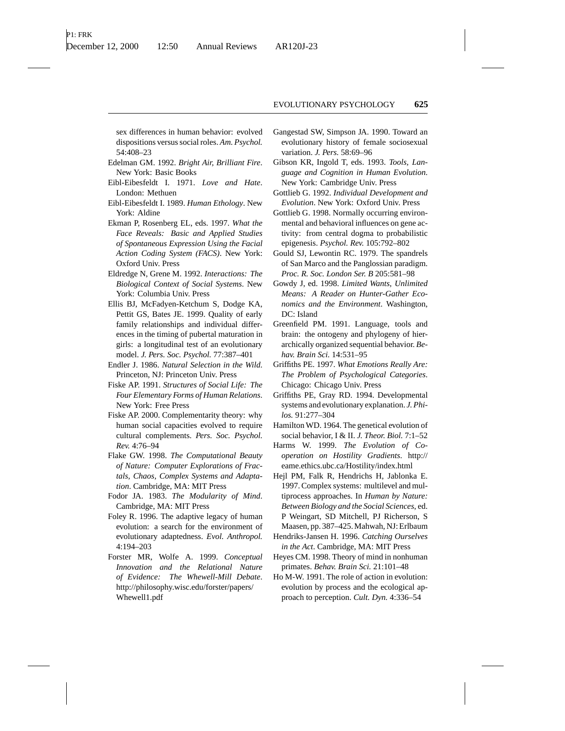sex differences in human behavior: evolved dispositions versus social roles. *Am. Psychol.* 54:408–23

Edelman GM. 1992. *Bright Air, Brilliant Fire*. New York: Basic Books

Eibl-Eibesfeldt I. 1971. *Love and Hate*. London: Methuen

Eibl-Eibesfeldt I. 1989. *Human Ethology*. New York: Aldine

Ekman P, Rosenberg EL, eds. 1997. *What the Face Reveals: Basic and Applied Studies of Spontaneous Expression Using the Facial Action Coding System (FACS)*. New York: Oxford Univ. Press

Eldredge N, Grene M. 1992. *Interactions: The Biological Context of Social Systems*. New York: Columbia Univ. Press

Ellis BJ, McFadyen-Ketchum S, Dodge KA, Pettit GS, Bates JE. 1999. Quality of early family relationships and individual differences in the timing of pubertal maturation in girls: a longitudinal test of an evolutionary model. *J. Pers. Soc. Psychol.* 77:387–401

Endler J. 1986. *Natural Selection in the Wild*. Princeton, NJ: Princeton Univ. Press

Fiske AP. 1991. *Structures of Social Life: The Four Elementary Forms of Human Relations*. New York: Free Press

Fiske AP. 2000. Complementarity theory: why human social capacities evolved to require cultural complements. *Pers. Soc. Psychol. Rev.* 4:76–94

Flake GW. 1998. *The Computational Beauty of Nature: Computer Explorations of Fractals, Chaos, Complex Systems and Adaptation*. Cambridge, MA: MIT Press

Fodor JA. 1983. *The Modularity of Mind*. Cambridge, MA: MIT Press

Foley R. 1996. The adaptive legacy of human evolution: a search for the environment of evolutionary adaptedness. *Evol. Anthropol.* 4:194–203

Forster MR, Wolfe A. 1999. *Conceptual Innovation and the Relational Nature of Evidence: The Whewell-Mill Debate*. http://philosophy.wisc.edu/forster/papers/Whewell1.pdf

Gangestad SW, Simpson JA. 1990. Toward an evolutionary history of female sociosexual variation. *J. Pers.* 58:69–96

Gibson KR, Ingold T, eds. 1993. *Tools, Language and Cognition in Human Evolution*. New York: Cambridge Univ. Press

Gottlieb G. 1992. *Individual Development and Evolution*. New York: Oxford Univ. Press

Gottlieb G. 1998. Normally occurring environmental and behavioral influences on gene activity: from central dogma to probabilistic epigenesis. *Psychol. Rev.* 105:792–802

Gould SJ, Lewontin RC. 1979. The spandrels of San Marco and the Panglossian paradigm. *Proc. R. Soc. London Ser. B* 205:581–98

Gowdy J, ed. 1998. *Limited Wants, Unlimited Means: A Reader on Hunter-Gather Economics and the Environment*. Washington, DC: Island

Greenfield PM. 1991. Language, tools and brain: the ontogeny and phylogeny of hierarchically organized sequential behavior. *Behav. Brain Sci.* 14:531–95

Griffiths PE. 1997. *What Emotions Really Are: The Problem of Psychological Categories*. Chicago: Chicago Univ. Press

Griffiths PE, Gray RD. 1994. Developmental systems and evolutionary explanation. *J. Philos.* 91:277–304

Hamilton WD. 1964. The genetical evolution of social behavior, I & II. *J. Theor. Biol.* 7:1–52

Harms W. 1999. *The Evolution of Cooperation on Hostility Gradients*. http://eame.ethics.ubc.ca/Hostility/index.html

Hejl PM, Falk R, Hendrichs H, Jablonka E. 1997. Complex systems: multilevel and multiprocess approaches. In *Human by Nature: Between Biology and the Social Sciences*, ed. P Weingart, SD Mitchell, PJ Richerson, S Maasen, pp. 387–425. Mahwah, NJ: Erlbaum

Hendriks-Jansen H. 1996. *Catching Ourselves in the Act*. Cambridge, MA: MIT Press

Heyes CM. 1998. Theory of mind in nonhuman primates. *Behav. Brain Sci.* 21:101–48

Ho M-W. 1991. The role of action in evolution: evolution by process and the ecological approach to perception. *Cult. Dyn.* 4:336–54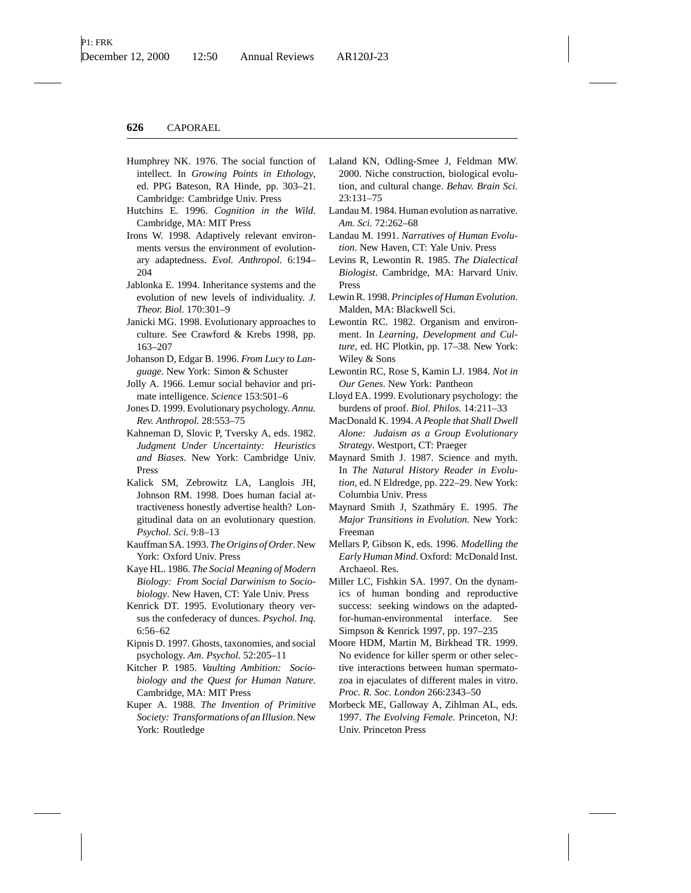Humphrey NK. 1976. The social function of intellect. In *Growing Points in Ethology*, ed. PPG Bateson, RA Hinde, pp. 303–21. Cambridge: Cambridge Univ. Press

Hutchins E. 1996. *Cognition in the Wild*. Cambridge, MA: MIT Press

Irons W. 1998. Adaptively relevant environments versus the environment of evolutionary adaptedness. *Evol. Anthropol.* 6:194–204

Jablonka E. 1994. Inheritance systems and the evolution of new levels of individuality. *J. Theor. Biol.* 170:301–9

Janicki MG. 1998. Evolutionary approaches to culture. See Crawford & Krebs 1998, pp. 163–207

Johanson D, Edgar B. 1996. *From Lucy to Language*. New York: Simon & Schuster

Jolly A. 1966. Lemur social behavior and primate intelligence. *Science* 153:501–6

Jones D. 1999. Evolutionary psychology. *Annu. Rev. Anthropol.* 28:553–75

Kahneman D, Slovic P, Tversky A, eds. 1982. *Judgment Under Uncertainty: Heuristics and Biases*. New York: Cambridge Univ. Press

Kalick SM, Zebrowitz LA, Langlois JH, Johnson RM. 1998. Does human facial attractiveness honestly advertise health? Longitudinal data on an evolutionary question. *Psychol. Sci.* 9:8–13

Kauffman SA. 1993. *The Origins of Order*. New York: Oxford Univ. Press

Kaye HL. 1986. *The Social Meaning of Modern Biology: From Social Darwinism to Sociobiology*. New Haven, CT: Yale Univ. Press

Kenrick DT. 1995. Evolutionary theory versus the confederacy of dunces. *Psychol. Inq.* 6:56–62

Kipnis D. 1997. Ghosts, taxonomies, and social psychology. *Am. Psychol.* 52:205–11

Kitcher P. 1985. *Vaulting Ambition: Sociobiology and the Quest for Human Nature*. Cambridge, MA: MIT Press

Kuper A. 1988. *The Invention of Primitive Society: Transformations of an Illusion*. New York: Routledge

Laland KN, Odling-Smee J, Feldman MW. 2000. Niche construction, biological evolution, and cultural change. *Behav. Brain Sci.* 23:131–75

Landau M. 1984. Human evolution as narrative. *Am. Sci.* 72:262–68

Landau M. 1991. *Narratives of Human Evolution*. New Haven, CT: Yale Univ. Press

Levins R, Lewontin R. 1985. *The Dialectical Biologist*. Cambridge, MA: Harvard Univ. Press

Lewin R. 1998. *Principles of Human Evolution*. Malden, MA: Blackwell Sci.

Lewontin RC. 1982. Organism and environment. In *Learning, Development and Culture*, ed. HC Plotkin, pp. 17–38. New York: Wiley & Sons

Lewontin RC, Rose S, Kamin LJ. 1984. *Not in Our Genes*. New York: Pantheon

Lloyd EA. 1999. Evolutionary psychology: the burdens of proof. *Biol. Philos.* 14:211–33

MacDonald K. 1994. *A People that Shall Dwell Alone: Judaism as a Group Evolutionary Strategy*. Westport, CT: Praeger

Maynard Smith J. 1987. Science and myth. In *The Natural History Reader in Evolution*, ed. N Eldredge, pp. 222–29. New York: Columbia Univ. Press

Maynard Smith J, Szathmáry E. 1995. *The Major Transitions in Evolution*. New York: Freeman

Mellars P, Gibson K, eds. 1996. *Modelling the Early Human Mind*. Oxford: McDonald Inst. Archaeol. Res.

Miller LC, Fishkin SA. 1997. On the dynamics of human bonding and reproductive success: seeking windows on the adapted-for-human-environmental interface. See Simpson & Kenrick 1997, pp. 197–235

Moore HDM, Martin M, Birkhead TR. 1999. No evidence for killer sperm or other selective interactions between human spermatozoa in ejaculates of different males in vitro. *Proc. R. Soc. London* 266:2343–50

Morbeck ME, Galloway A, Zihlman AL, eds. 1997. *The Evolving Female*. Princeton, NJ: Univ. Princeton Press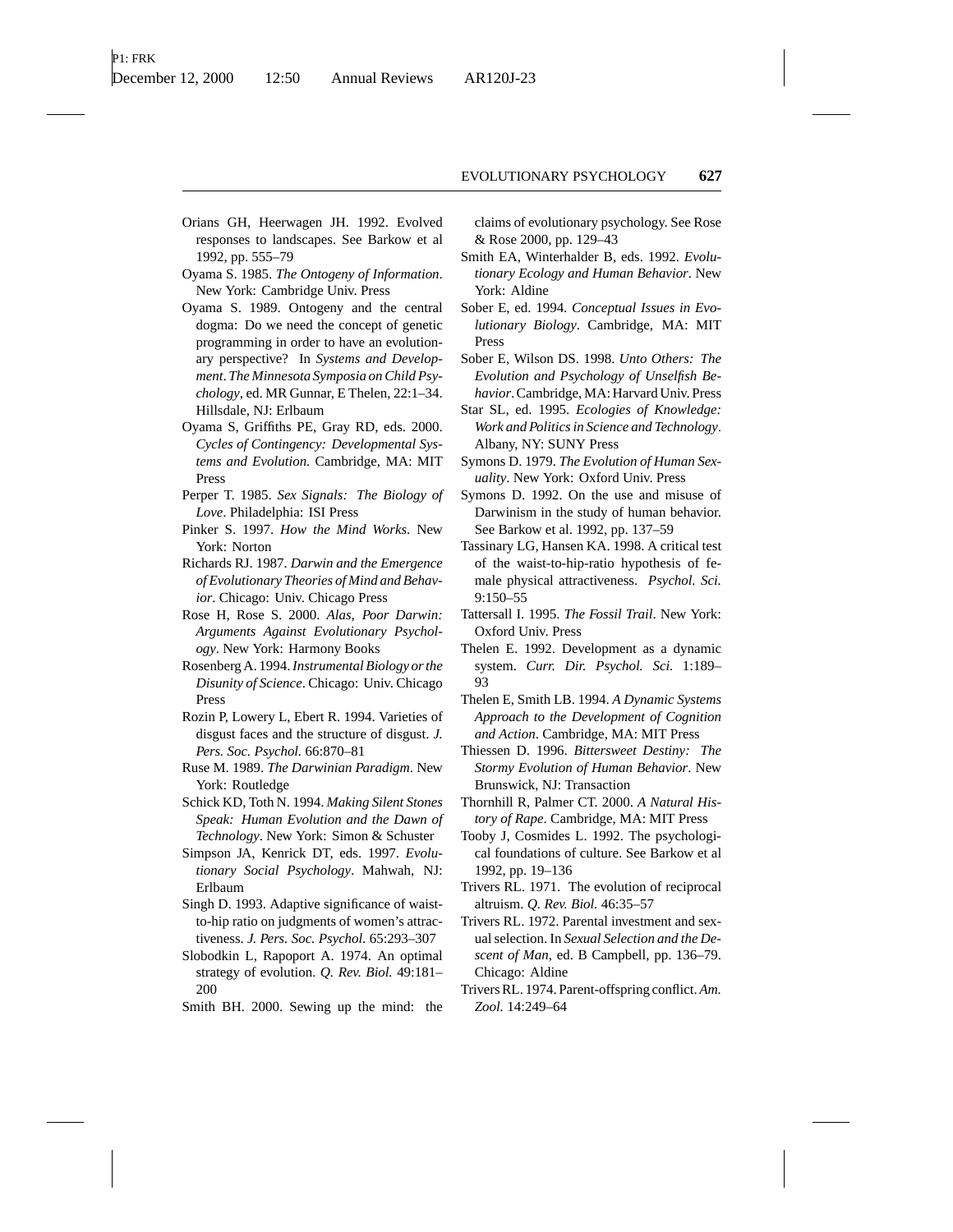Orians GH, Heerwagen JH. 1992. Evolved responses to landscapes. See Barkow et al 1992, pp. 555–79

Oyama S. 1985. *The Ontogeny of Information*. New York: Cambridge Univ. Press

Oyama S. 1989. Ontogeny and the central dogma: Do we need the concept of genetic programming in order to have an evolutionary perspective? In *Systems and Development. The Minnesota Symposia on Child Psychology*, ed. MR Gunnar, E Thelen, 22:1–34. Hillsdale, NJ: Erlbaum

Oyama S, Griffiths PE, Gray RD, eds. 2000. *Cycles of Contingency: Developmental Systems and Evolution*. Cambridge, MA: MIT Press

Perper T. 1985. *Sex Signals: The Biology of Love*. Philadelphia: ISI Press

Pinker S. 1997. *How the Mind Works*. New York: Norton

Richards RJ. 1987. *Darwin and the Emergence of Evolutionary Theories of Mind and Behavior*. Chicago: Univ. Chicago Press

Rose H, Rose S. 2000. *Alas, Poor Darwin: Arguments Against Evolutionary Psychology*. New York: Harmony Books

Rosenberg A. 1994. *Instrumental Biology or the Disunity of Science*. Chicago: Univ. Chicago Press

Rozin P, Lowery L, Ebert R. 1994. Varieties of disgust faces and the structure of disgust. *J. Pers. Soc. Psychol.* 66:870–81

Ruse M. 1989. *The Darwinian Paradigm*. New York: Routledge

Schick KD, Toth N. 1994. *Making Silent Stones Speak: Human Evolution and the Dawn of Technology*. New York: Simon & Schuster

Simpson JA, Kenrick DT, eds. 1997. *Evolutionary Social Psychology*. Mahwah, NJ: Erlbaum

Singh D. 1993. Adaptive significance of waist-to-hip ratio on judgments of women's attractiveness. *J. Pers. Soc. Psychol.* 65:293–307

Slobodkin L, Rapoport A. 1974. An optimal strategy of evolution. *Q. Rev. Biol.* 49:181–200

Smith BH. 2000. Sewing up the mind: the claims of evolutionary psychology. See Rose & Rose 2000, pp. 129–43

Smith EA, Winterhalder B, eds. 1992. *Evolutionary Ecology and Human Behavior*. New York: Aldine

Sober E, ed. 1994. *Conceptual Issues in Evolutionary Biology*. Cambridge, MA: MIT Press

Sober E, Wilson DS. 1998. *Unto Others: The Evolution and Psychology of Unselfish Behavior*. Cambridge, MA: Harvard Univ. Press

Star SL, ed. 1995. *Ecologies of Knowledge: Work and Politics in Science and Technology*. Albany, NY: SUNY Press

Symons D. 1979. *The Evolution of Human Sexuality*. New York: Oxford Univ. Press

Symons D. 1992. On the use and misuse of Darwinism in the study of human behavior. See Barkow et al. 1992, pp. 137–59

Tassinary LG, Hansen KA. 1998. A critical test of the waist-to-hip-ratio hypothesis of female physical attractiveness. *Psychol. Sci.* 9:150–55

Tattersall I. 1995. *The Fossil Trail*. New York: Oxford Univ. Press

Thelen E. 1992. Development as a dynamic system. *Curr. Dir. Psychol. Sci.* 1:189–93

Thelen E, Smith LB. 1994. *A Dynamic Systems Approach to the Development of Cognition and Action*. Cambridge, MA: MIT Press

Thiessen D. 1996. *Bittersweet Destiny: The Stormy Evolution of Human Behavior*. New Brunswick, NJ: Transaction

Thornhill R, Palmer CT. 2000. *A Natural History of Rape*. Cambridge, MA: MIT Press

Tooby J, Cosmides L. 1992. The psychological foundations of culture. See Barkow et al 1992, pp. 19–136

Trivers RL. 1971. The evolution of reciprocal altruism. *Q. Rev. Biol.* 46:35–57

Trivers RL. 1972. Parental investment and sexual selection. In *Sexual Selection and the Descent of Man*, ed. B Campbell, pp. 136–79. Chicago: Aldine

Trivers RL. 1974. Parent-offspring conflict. *Am. Zool.* 14:249–64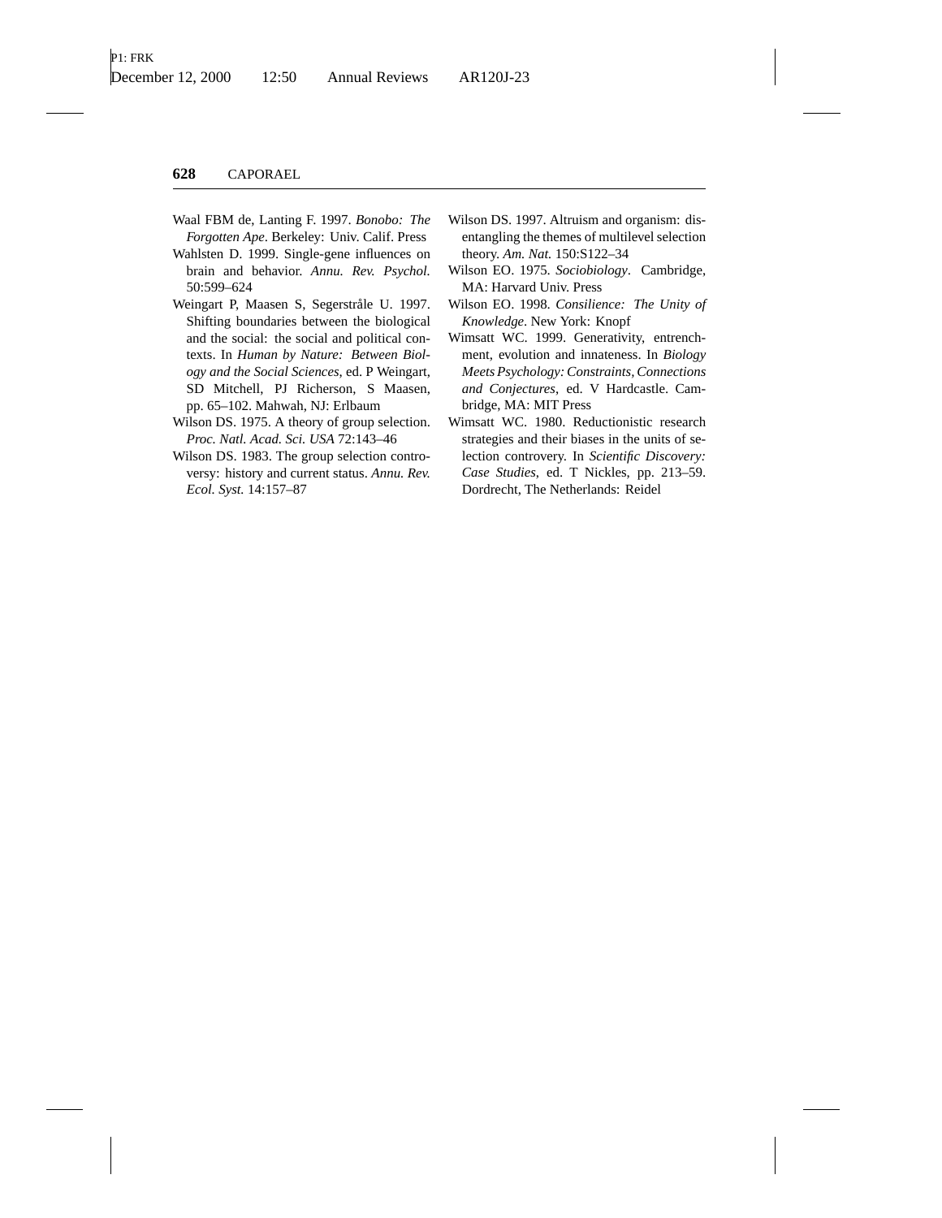Waal FBM de, Lanting F. 1997. *Bonobo: The Forgotten Ape*. Berkeley: Univ. Calif. Press

Wahlsten D. 1999. Single-gene influences on brain and behavior. *Annu. Rev. Psychol.* 50:599–624

Weingart P, Maasen S, Segerstråle U. 1997. Shifting boundaries between the biological and the social: the social and political contexts. In *Human by Nature: Between Biology and the Social Sciences*, ed. P Weingart, SD Mitchell, PJ Richerson, S Maasen, pp. 65–102. Mahwah, NJ: Erlbaum

Wilson DS. 1975. A theory of group selection. *Proc. Natl. Acad. Sci. USA* 72:143–46

Wilson DS. 1983. The group selection controversy: history and current status. *Annu. Rev. Ecol. Syst.* 14:157–87

Wilson DS. 1997. Altruism and organism: disentangling the themes of multilevel selection theory. *Am. Nat.* 150:S122–34

Wilson EO. 1975. *Sociobiology*. Cambridge, MA: Harvard Univ. Press

Wilson EO. 1998. *Consilience: The Unity of Knowledge*. New York: Knopf

Wimsatt WC. 1999. Generativity, entrenchment, evolution and innateness. In *Biology Meets Psychology: Constraints, Connections and Conjectures*, ed. V Hardcastle. Cambridge, MA: MIT Press

Wimsatt WC. 1980. Reductionistic research strategies and their biases in the units of selection controversy. In *Scientific Discovery: Case Studies*, ed. T Nickles, pp. 213–59. Dordrecht, The Netherlands: Reidel